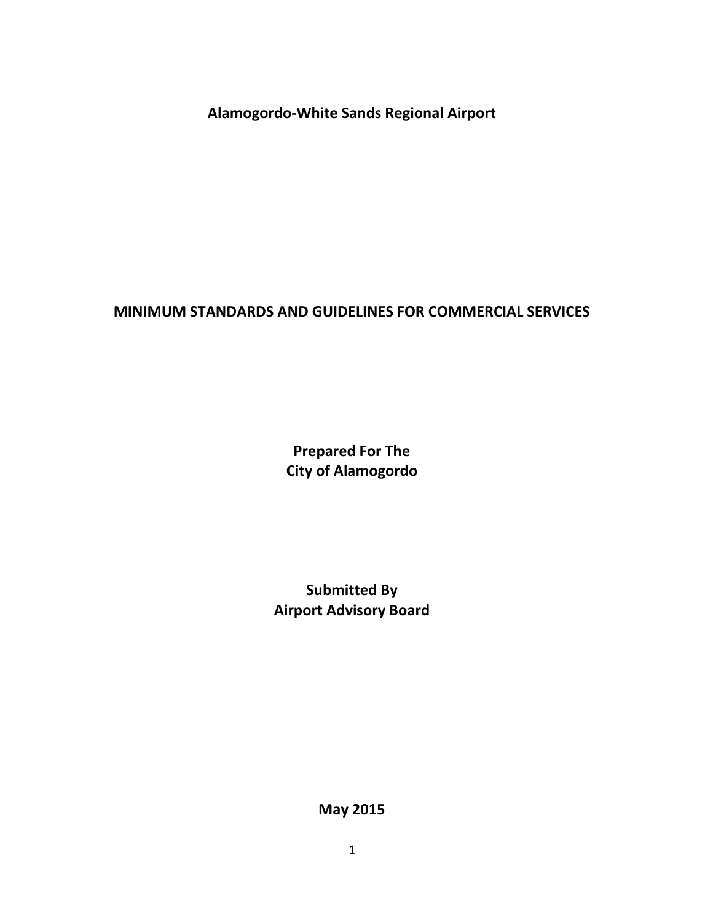**Alamogordo-White Sands Regional Airport**

# MINIMUM STANDARDS AND GUIDELINES FOR COMMERCIAL SERVICES

**Prepared For The**
**City of Alamogordo**

**Submitted By**
**Airport Advisory Board**

**May 2015**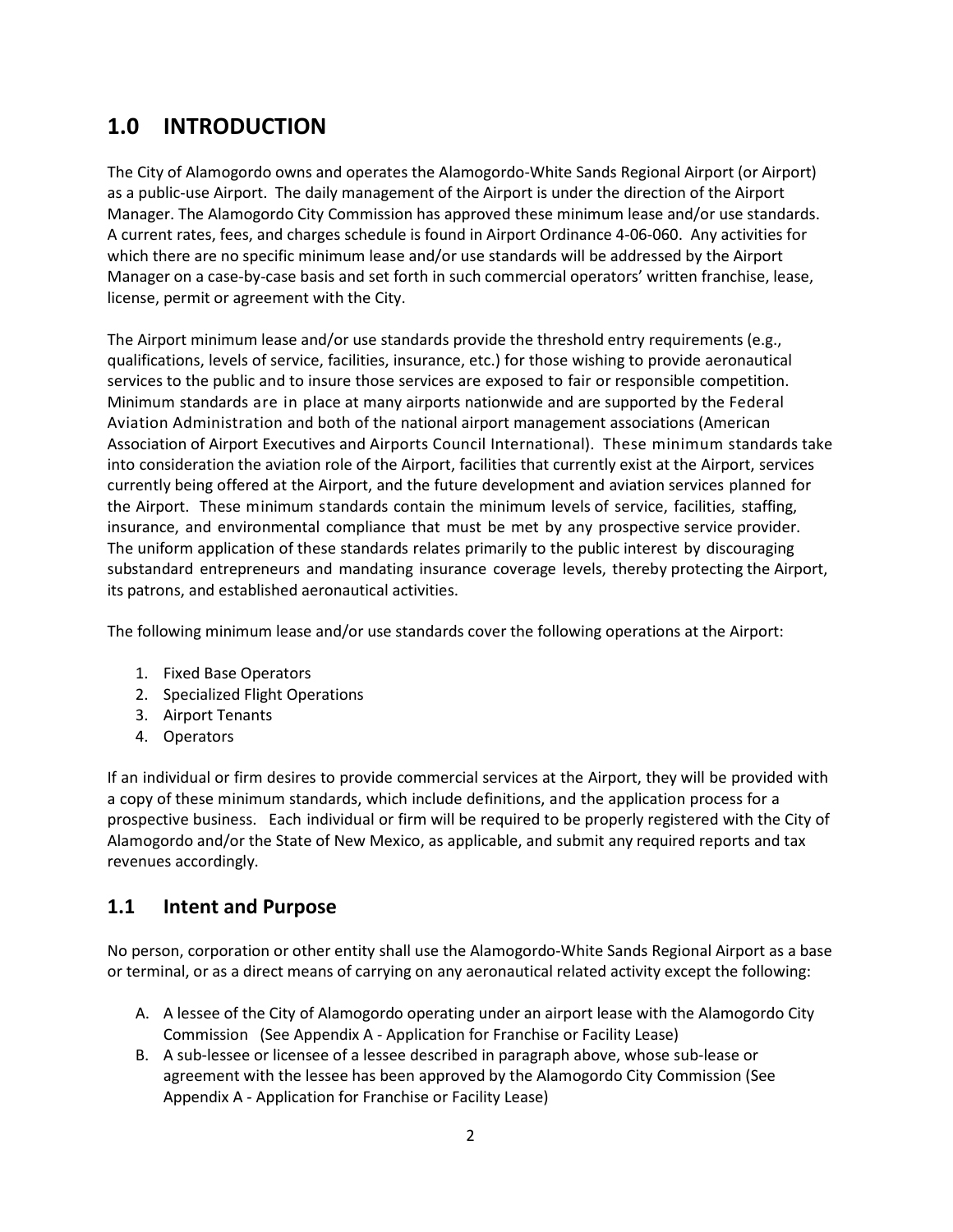## 1.0 INTRODUCTION

The City of Alamogordo owns and operates the Alamogordo-White Sands Regional Airport (or Airport) as a public-use Airport. The daily management of the Airport is under the direction of the Airport Manager. The Alamogordo City Commission has approved these minimum lease and/or use standards. A current rates, fees, and charges schedule is found in Airport Ordinance 4-06-060. Any activities for which there are no specific minimum lease and/or use standards will be addressed by the Airport Manager on a case-by-case basis and set forth in such commercial operators' written franchise, lease, license, permit or agreement with the City.

The Airport minimum lease and/or use standards provide the threshold entry requirements (e.g., qualifications, levels of service, facilities, insurance, etc.) for those wishing to provide aeronautical services to the public and to insure those services are exposed to fair or responsible competition. Minimum standards are in place at many airports nationwide and are supported by the Federal Aviation Administration and both of the national airport management associations (American Association of Airport Executives and Airports Council International). These minimum standards take into consideration the aviation role of the Airport, facilities that currently exist at the Airport, services currently being offered at the Airport, and the future development and aviation services planned for the Airport. These minimum standards contain the minimum levels of service, facilities, staffing, insurance, and environmental compliance that must be met by any prospective service provider. The uniform application of these standards relates primarily to the public interest by discouraging substandard entrepreneurs and mandating insurance coverage levels, thereby protecting the Airport, its patrons, and established aeronautical activities.

The following minimum lease and/or use standards cover the following operations at the Airport:

1. Fixed Base Operators
2. Specialized Flight Operations
3. Airport Tenants
4. Operators

If an individual or firm desires to provide commercial services at the Airport, they will be provided with a copy of these minimum standards, which include definitions, and the application process for a prospective business. Each individual or firm will be required to be properly registered with the City of Alamogordo and/or the State of New Mexico, as applicable, and submit any required reports and tax revenues accordingly.

## 1.1 Intent and Purpose

No person, corporation or other entity shall use the Alamogordo-White Sands Regional Airport as a base or terminal, or as a direct means of carrying on any aeronautical related activity except the following:

A. A lessee of the City of Alamogordo operating under an airport lease with the Alamogordo City Commission (See Appendix A - Application for Franchise or Facility Lease)
B. A sub-lessee or licensee of a lessee described in paragraph above, whose sub-lease or agreement with the lessee has been approved by the Alamogordo City Commission (See Appendix A - Application for Franchise or Facility Lease)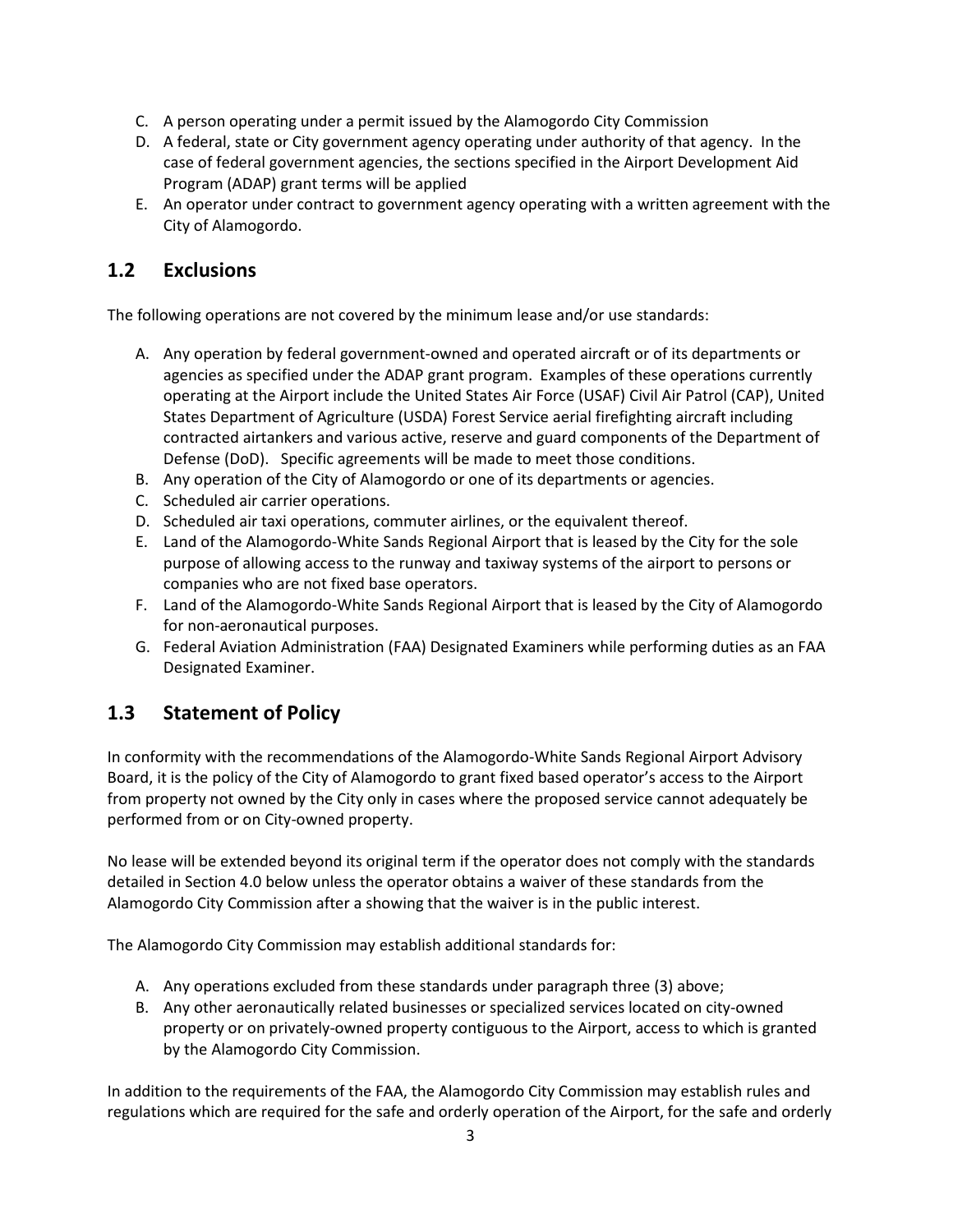C. A person operating under a permit issued by the Alamogordo City Commission
D. A federal, state or City government agency operating under authority of that agency. In the case of federal government agencies, the sections specified in the Airport Development Aid Program (ADAP) grant terms will be applied
E. An operator under contract to government agency operating with a written agreement with the City of Alamogordo.

## 1.2 Exclusions

The following operations are not covered by the minimum lease and/or use standards:

A. Any operation by federal government-owned and operated aircraft or of its departments or agencies as specified under the ADAP grant program. Examples of these operations currently operating at the Airport include the United States Air Force (USAF) Civil Air Patrol (CAP), United States Department of Agriculture (USDA) Forest Service aerial firefighting aircraft including contracted airtankers and various active, reserve and guard components of the Department of Defense (DoD). Specific agreements will be made to meet those conditions.
B. Any operation of the City of Alamogordo or one of its departments or agencies.
C. Scheduled air carrier operations.
D. Scheduled air taxi operations, commuter airlines, or the equivalent thereof.
E. Land of the Alamogordo-White Sands Regional Airport that is leased by the City for the sole purpose of allowing access to the runway and taxiway systems of the airport to persons or companies who are not fixed base operators.
F. Land of the Alamogordo-White Sands Regional Airport that is leased by the City of Alamogordo for non-aeronautical purposes.
G. Federal Aviation Administration (FAA) Designated Examiners while performing duties as an FAA Designated Examiner.

## 1.3 Statement of Policy

In conformity with the recommendations of the Alamogordo-White Sands Regional Airport Advisory Board, it is the policy of the City of Alamogordo to grant fixed based operator's access to the Airport from property not owned by the City only in cases where the proposed service cannot adequately be performed from or on City-owned property.

No lease will be extended beyond its original term if the operator does not comply with the standards detailed in Section 4.0 below unless the operator obtains a waiver of these standards from the Alamogordo City Commission after a showing that the waiver is in the public interest.

The Alamogordo City Commission may establish additional standards for:

A. Any operations excluded from these standards under paragraph three (3) above;
B. Any other aeronautically related businesses or specialized services located on city-owned property or on privately-owned property contiguous to the Airport, access to which is granted by the Alamogordo City Commission.

In addition to the requirements of the FAA, the Alamogordo City Commission may establish rules and regulations which are required for the safe and orderly operation of the Airport, for the safe and orderly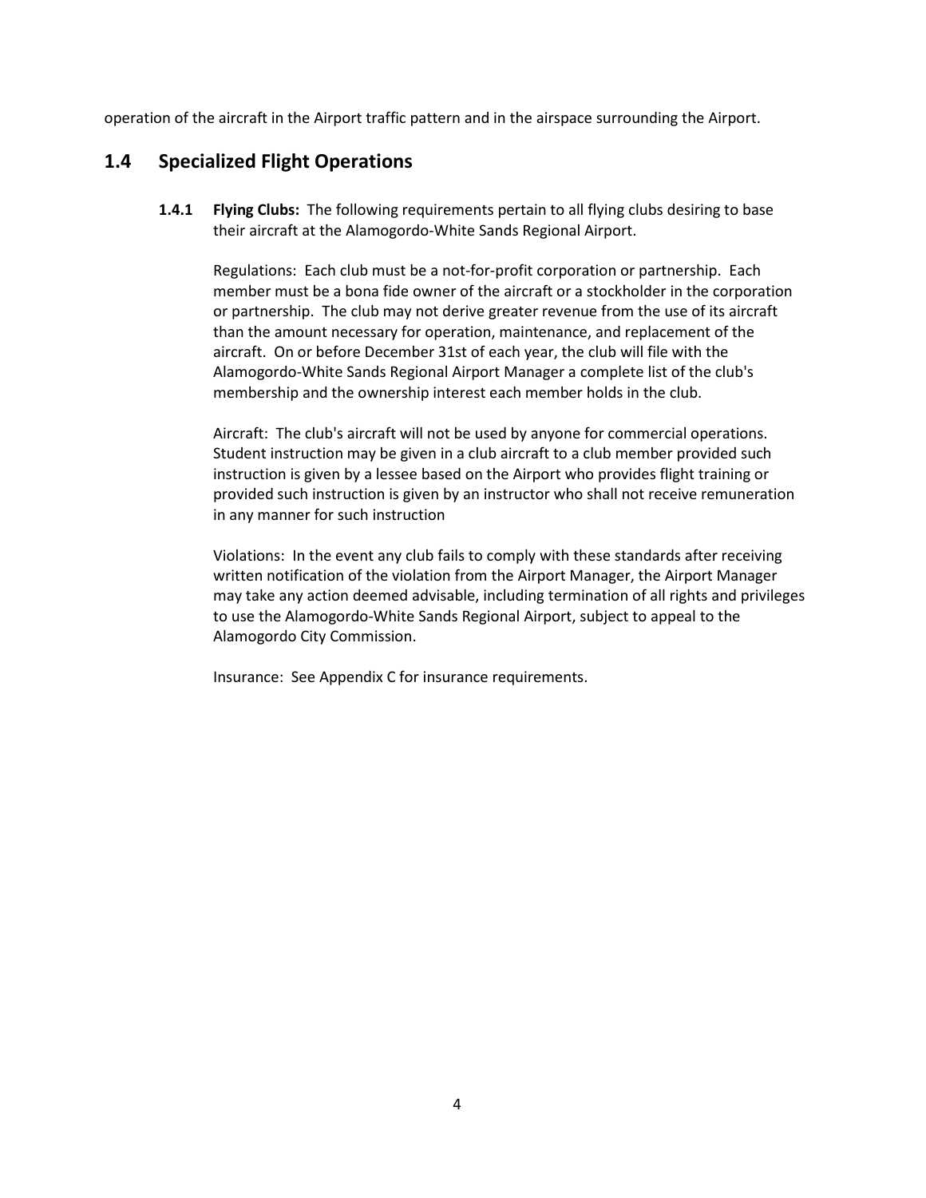operation of the aircraft in the Airport traffic pattern and in the airspace surrounding the Airport.

## 1.4 Specialized Flight Operations

**1.4.1 Flying Clubs:** The following requirements pertain to all flying clubs desiring to base their aircraft at the Alamogordo-White Sands Regional Airport.

Regulations: Each club must be a not-for-profit corporation or partnership. Each member must be a bona fide owner of the aircraft or a stockholder in the corporation or partnership. The club may not derive greater revenue from the use of its aircraft than the amount necessary for operation, maintenance, and replacement of the aircraft. On or before December 31st of each year, the club will file with the Alamogordo-White Sands Regional Airport Manager a complete list of the club's membership and the ownership interest each member holds in the club.

Aircraft: The club's aircraft will not be used by anyone for commercial operations. Student instruction may be given in a club aircraft to a club member provided such instruction is given by a lessee based on the Airport who provides flight training or provided such instruction is given by an instructor who shall not receive remuneration in any manner for such instruction

Violations: In the event any club fails to comply with these standards after receiving written notification of the violation from the Airport Manager, the Airport Manager may take any action deemed advisable, including termination of all rights and privileges to use the Alamogordo-White Sands Regional Airport, subject to appeal to the Alamogordo City Commission.

Insurance: See Appendix C for insurance requirements.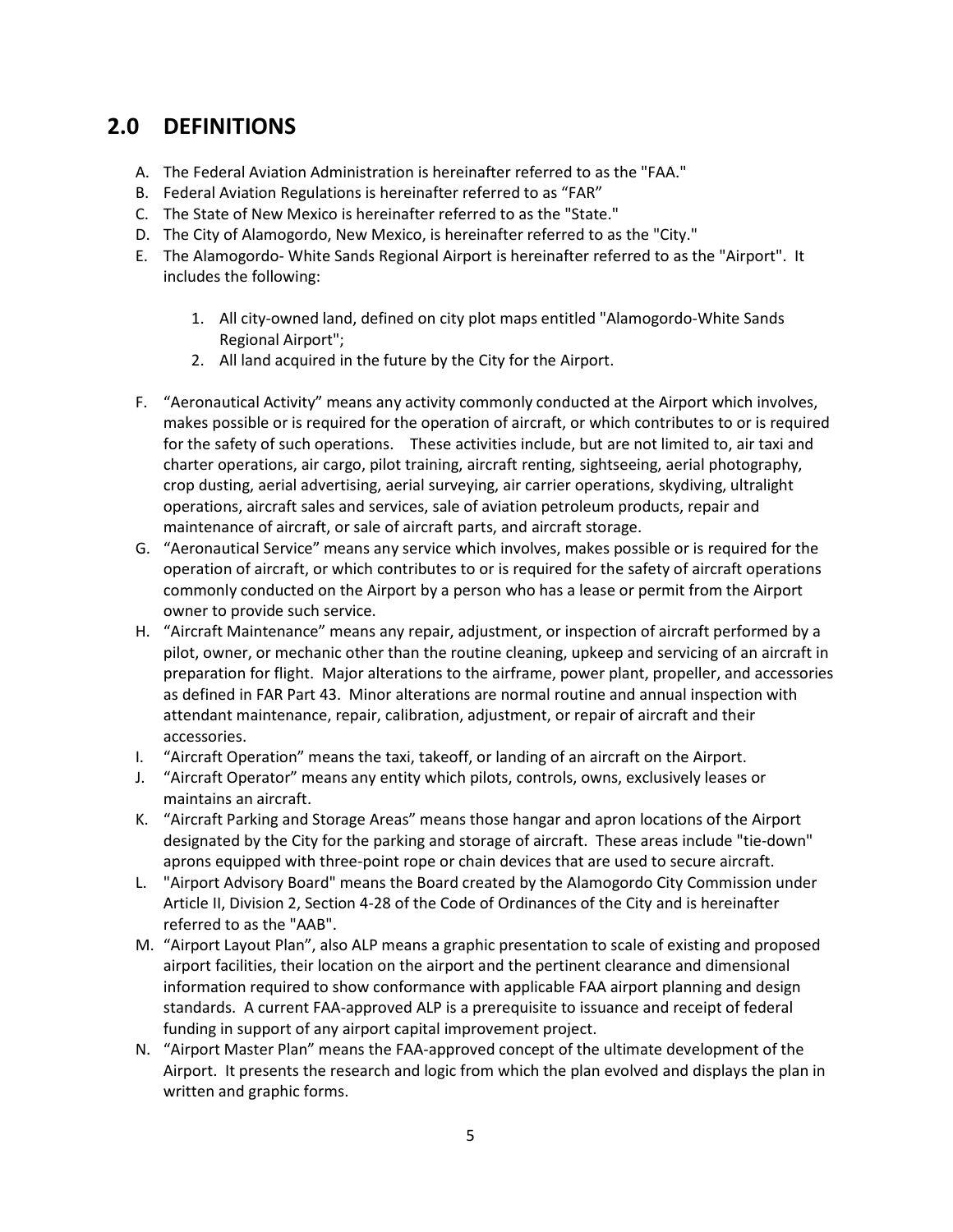## 2.0 DEFINITIONS

A. The Federal Aviation Administration is hereinafter referred to as the "FAA."
B. Federal Aviation Regulations is hereinafter referred to as "FAR"
C. The State of New Mexico is hereinafter referred to as the "State."
D. The City of Alamogordo, New Mexico, is hereinafter referred to as the "City."
E. The Alamogordo- White Sands Regional Airport is hereinafter referred to as the "Airport". It includes the following:

    1. All city-owned land, defined on city plot maps entitled "Alamogordo-White Sands Regional Airport";
    2. All land acquired in the future by the City for the Airport.

F. "Aeronautical Activity" means any activity commonly conducted at the Airport which involves, makes possible or is required for the operation of aircraft, or which contributes to or is required for the safety of such operations. These activities include, but are not limited to, air taxi and charter operations, air cargo, pilot training, aircraft renting, sightseeing, aerial photography, crop dusting, aerial advertising, aerial surveying, air carrier operations, skydiving, ultralight operations, aircraft sales and services, sale of aviation petroleum products, repair and maintenance of aircraft, or sale of aircraft parts, and aircraft storage.
G. "Aeronautical Service" means any service which involves, makes possible or is required for the operation of aircraft, or which contributes to or is required for the safety of aircraft operations commonly conducted on the Airport by a person who has a lease or permit from the Airport owner to provide such service.
H. "Aircraft Maintenance" means any repair, adjustment, or inspection of aircraft performed by a pilot, owner, or mechanic other than the routine cleaning, upkeep and servicing of an aircraft in preparation for flight. Major alterations to the airframe, power plant, propeller, and accessories as defined in FAR Part 43. Minor alterations are normal routine and annual inspection with attendant maintenance, repair, calibration, adjustment, or repair of aircraft and their accessories.
I. "Aircraft Operation" means the taxi, takeoff, or landing of an aircraft on the Airport.
J. "Aircraft Operator" means any entity which pilots, controls, owns, exclusively leases or maintains an aircraft.
K. "Aircraft Parking and Storage Areas" means those hangar and apron locations of the Airport designated by the City for the parking and storage of aircraft. These areas include "tie-down" aprons equipped with three-point rope or chain devices that are used to secure aircraft.
L. "Airport Advisory Board" means the Board created by the Alamogordo City Commission under Article II, Division 2, Section 4-28 of the Code of Ordinances of the City and is hereinafter referred to as the "AAB".
M. "Airport Layout Plan", also ALP means a graphic presentation to scale of existing and proposed airport facilities, their location on the airport and the pertinent clearance and dimensional information required to show conformance with applicable FAA airport planning and design standards. A current FAA-approved ALP is a prerequisite to issuance and receipt of federal funding in support of any airport capital improvement project.
N. "Airport Master Plan" means the FAA-approved concept of the ultimate development of the Airport. It presents the research and logic from which the plan evolved and displays the plan in written and graphic forms.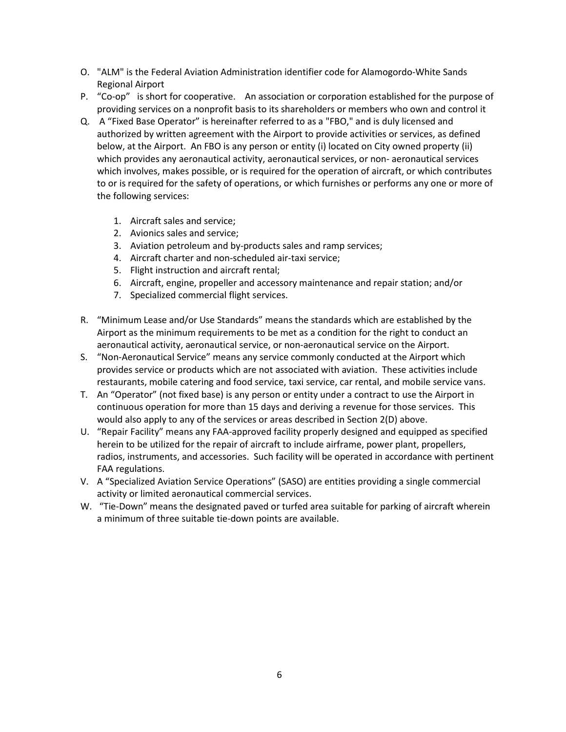O. "ALM" is the Federal Aviation Administration identifier code for Alamogordo-White Sands Regional Airport

P. "Co-op" is short for cooperative. An association or corporation established for the purpose of providing services on a nonprofit basis to its shareholders or members who own and control it

Q. A "Fixed Base Operator" is hereinafter referred to as a "FBO," and is duly licensed and authorized by written agreement with the Airport to provide activities or services, as defined below, at the Airport. An FBO is any person or entity (i) located on City owned property (ii) which provides any aeronautical activity, aeronautical services, or non- aeronautical services which involves, makes possible, or is required for the operation of aircraft, or which contributes to or is required for the safety of operations, or which furnishes or performs any one or more of the following services:

   1. Aircraft sales and service;
   2. Avionics sales and service;
   3. Aviation petroleum and by-products sales and ramp services;
   4. Aircraft charter and non-scheduled air-taxi service;
   5. Flight instruction and aircraft rental;
   6. Aircraft, engine, propeller and accessory maintenance and repair station; and/or
   7. Specialized commercial flight services.

R. "Minimum Lease and/or Use Standards" means the standards which are established by the Airport as the minimum requirements to be met as a condition for the right to conduct an aeronautical activity, aeronautical service, or non-aeronautical service on the Airport.

S. "Non-Aeronautical Service" means any service commonly conducted at the Airport which provides service or products which are not associated with aviation. These activities include restaurants, mobile catering and food service, taxi service, car rental, and mobile service vans.

T. An "Operator" (not fixed base) is any person or entity under a contract to use the Airport in continuous operation for more than 15 days and deriving a revenue for those services. This would also apply to any of the services or areas described in Section 2(D) above.

U. "Repair Facility" means any FAA-approved facility properly designed and equipped as specified herein to be utilized for the repair of aircraft to include airframe, power plant, propellers, radios, instruments, and accessories. Such facility will be operated in accordance with pertinent FAA regulations.

V. A "Specialized Aviation Service Operations" (SASO) are entities providing a single commercial activity or limited aeronautical commercial services.

W. "Tie-Down" means the designated paved or turfed area suitable for parking of aircraft wherein a minimum of three suitable tie-down points are available.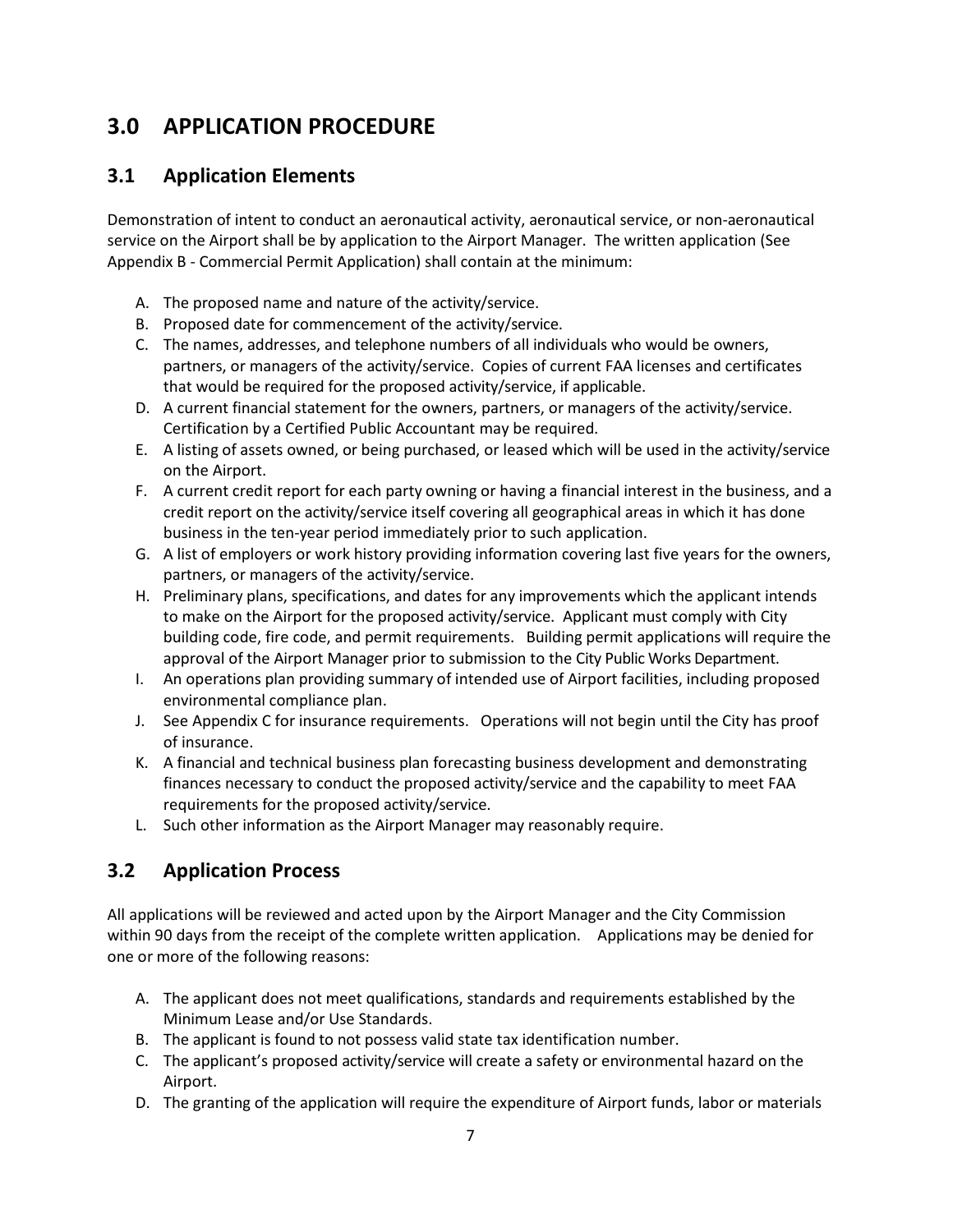# 3.0 APPLICATION PROCEDURE

## 3.1 Application Elements

Demonstration of intent to conduct an aeronautical activity, aeronautical service, or non-aeronautical service on the Airport shall be by application to the Airport Manager. The written application (See Appendix B - Commercial Permit Application) shall contain at the minimum:

A. The proposed name and nature of the activity/service.
B. Proposed date for commencement of the activity/service.
C. The names, addresses, and telephone numbers of all individuals who would be owners, partners, or managers of the activity/service. Copies of current FAA licenses and certificates that would be required for the proposed activity/service, if applicable.
D. A current financial statement for the owners, partners, or managers of the activity/service. Certification by a Certified Public Accountant may be required.
E. A listing of assets owned, or being purchased, or leased which will be used in the activity/service on the Airport.
F. A current credit report for each party owning or having a financial interest in the business, and a credit report on the activity/service itself covering all geographical areas in which it has done business in the ten-year period immediately prior to such application.
G. A list of employers or work history providing information covering last five years for the owners, partners, or managers of the activity/service.
H. Preliminary plans, specifications, and dates for any improvements which the applicant intends to make on the Airport for the proposed activity/service. Applicant must comply with City building code, fire code, and permit requirements. Building permit applications will require the approval of the Airport Manager prior to submission to the City Public Works Department.
I. An operations plan providing summary of intended use of Airport facilities, including proposed environmental compliance plan.
J. See Appendix C for insurance requirements. Operations will not begin until the City has proof of insurance.
K. A financial and technical business plan forecasting business development and demonstrating finances necessary to conduct the proposed activity/service and the capability to meet FAA requirements for the proposed activity/service.
L. Such other information as the Airport Manager may reasonably require.

## 3.2 Application Process

All applications will be reviewed and acted upon by the Airport Manager and the City Commission within 90 days from the receipt of the complete written application. Applications may be denied for one or more of the following reasons:

A. The applicant does not meet qualifications, standards and requirements established by the Minimum Lease and/or Use Standards.
B. The applicant is found to not possess valid state tax identification number.
C. The applicant's proposed activity/service will create a safety or environmental hazard on the Airport.
D. The granting of the application will require the expenditure of Airport funds, labor or materials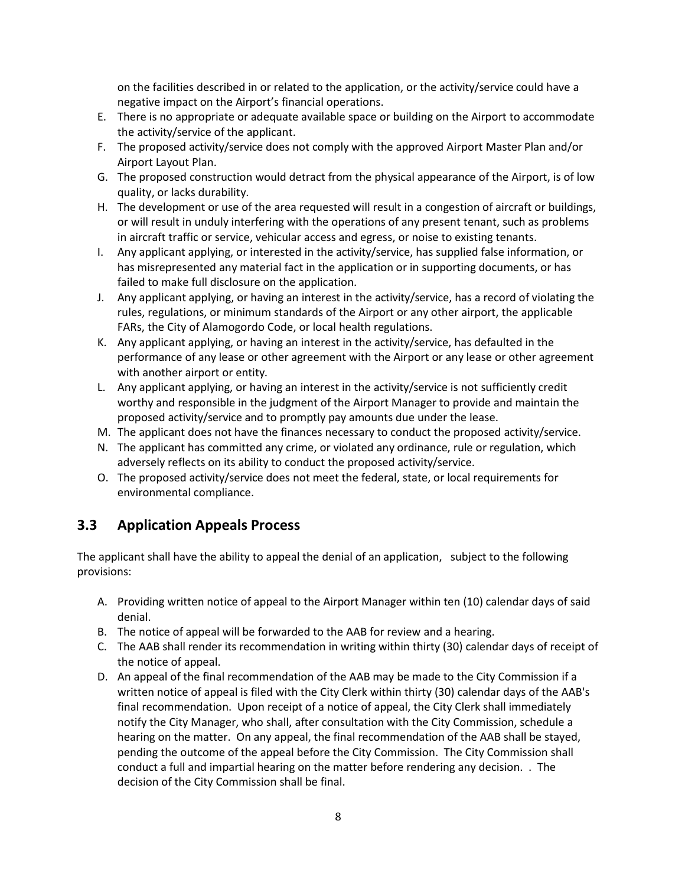on the facilities described in or related to the application, or the activity/service could have a negative impact on the Airport's financial operations.

E. There is no appropriate or adequate available space or building on the Airport to accommodate the activity/service of the applicant.
F. The proposed activity/service does not comply with the approved Airport Master Plan and/or Airport Layout Plan.
G. The proposed construction would detract from the physical appearance of the Airport, is of low quality, or lacks durability.
H. The development or use of the area requested will result in a congestion of aircraft or buildings, or will result in unduly interfering with the operations of any present tenant, such as problems in aircraft traffic or service, vehicular access and egress, or noise to existing tenants.
I. Any applicant applying, or interested in the activity/service, has supplied false information, or has misrepresented any material fact in the application or in supporting documents, or has failed to make full disclosure on the application.
J. Any applicant applying, or having an interest in the activity/service, has a record of violating the rules, regulations, or minimum standards of the Airport or any other airport, the applicable FARs, the City of Alamogordo Code, or local health regulations.
K. Any applicant applying, or having an interest in the activity/service, has defaulted in the performance of any lease or other agreement with the Airport or any lease or other agreement with another airport or entity.
L. Any applicant applying, or having an interest in the activity/service is not sufficiently credit worthy and responsible in the judgment of the Airport Manager to provide and maintain the proposed activity/service and to promptly pay amounts due under the lease.
M. The applicant does not have the finances necessary to conduct the proposed activity/service.
N. The applicant has committed any crime, or violated any ordinance, rule or regulation, which adversely reflects on its ability to conduct the proposed activity/service.
O. The proposed activity/service does not meet the federal, state, or local requirements for environmental compliance.

## 3.3 Application Appeals Process

The applicant shall have the ability to appeal the denial of an application, subject to the following provisions:

A. Providing written notice of appeal to the Airport Manager within ten (10) calendar days of said denial.
B. The notice of appeal will be forwarded to the AAB for review and a hearing.
C. The AAB shall render its recommendation in writing within thirty (30) calendar days of receipt of the notice of appeal.
D. An appeal of the final recommendation of the AAB may be made to the City Commission if a written notice of appeal is filed with the City Clerk within thirty (30) calendar days of the AAB's final recommendation. Upon receipt of a notice of appeal, the City Clerk shall immediately notify the City Manager, who shall, after consultation with the City Commission, schedule a hearing on the matter. On any appeal, the final recommendation of the AAB shall be stayed, pending the outcome of the appeal before the City Commission. The City Commission shall conduct a full and impartial hearing on the matter before rendering any decision. . The decision of the City Commission shall be final.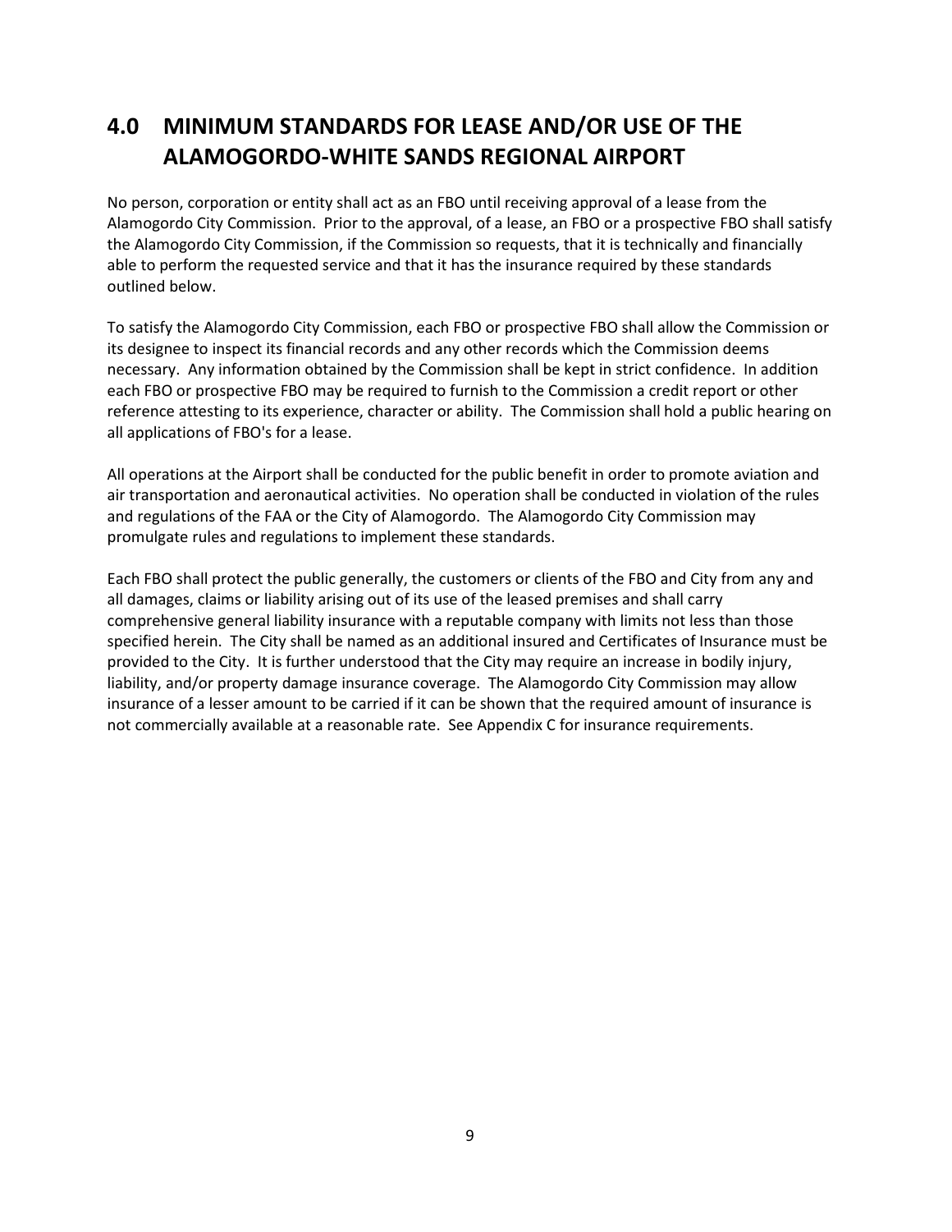# 4.0 MINIMUM STANDARDS FOR LEASE AND/OR USE OF THE ALAMOGORDO-WHITE SANDS REGIONAL AIRPORT

No person, corporation or entity shall act as an FBO until receiving approval of a lease from the Alamogordo City Commission. Prior to the approval, of a lease, an FBO or a prospective FBO shall satisfy the Alamogordo City Commission, if the Commission so requests, that it is technically and financially able to perform the requested service and that it has the insurance required by these standards outlined below.

To satisfy the Alamogordo City Commission, each FBO or prospective FBO shall allow the Commission or its designee to inspect its financial records and any other records which the Commission deems necessary. Any information obtained by the Commission shall be kept in strict confidence. In addition each FBO or prospective FBO may be required to furnish to the Commission a credit report or other reference attesting to its experience, character or ability. The Commission shall hold a public hearing on all applications of FBO's for a lease.

All operations at the Airport shall be conducted for the public benefit in order to promote aviation and air transportation and aeronautical activities. No operation shall be conducted in violation of the rules and regulations of the FAA or the City of Alamogordo. The Alamogordo City Commission may promulgate rules and regulations to implement these standards.

Each FBO shall protect the public generally, the customers or clients of the FBO and City from any and all damages, claims or liability arising out of its use of the leased premises and shall carry comprehensive general liability insurance with a reputable company with limits not less than those specified herein. The City shall be named as an additional insured and Certificates of Insurance must be provided to the City. It is further understood that the City may require an increase in bodily injury, liability, and/or property damage insurance coverage. The Alamogordo City Commission may allow insurance of a lesser amount to be carried if it can be shown that the required amount of insurance is not commercially available at a reasonable rate. See Appendix C for insurance requirements.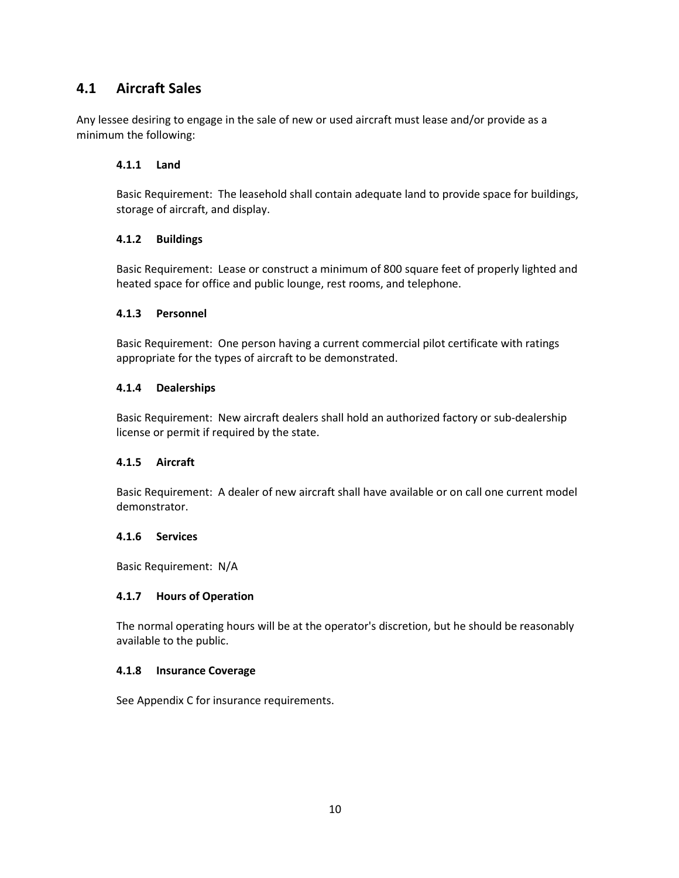## 4.1 Aircraft Sales

Any lessee desiring to engage in the sale of new or used aircraft must lease and/or provide as a minimum the following:

### 4.1.1 Land

Basic Requirement: The leasehold shall contain adequate land to provide space for buildings, storage of aircraft, and display.

### 4.1.2 Buildings

Basic Requirement: Lease or construct a minimum of 800 square feet of properly lighted and heated space for office and public lounge, rest rooms, and telephone.

### 4.1.3 Personnel

Basic Requirement: One person having a current commercial pilot certificate with ratings appropriate for the types of aircraft to be demonstrated.

### 4.1.4 Dealerships

Basic Requirement: New aircraft dealers shall hold an authorized factory or sub-dealership license or permit if required by the state.

### 4.1.5 Aircraft

Basic Requirement: A dealer of new aircraft shall have available or on call one current model demonstrator.

### 4.1.6 Services

Basic Requirement: N/A

### 4.1.7 Hours of Operation

The normal operating hours will be at the operator's discretion, but he should be reasonably available to the public.

### 4.1.8 Insurance Coverage

See Appendix C for insurance requirements.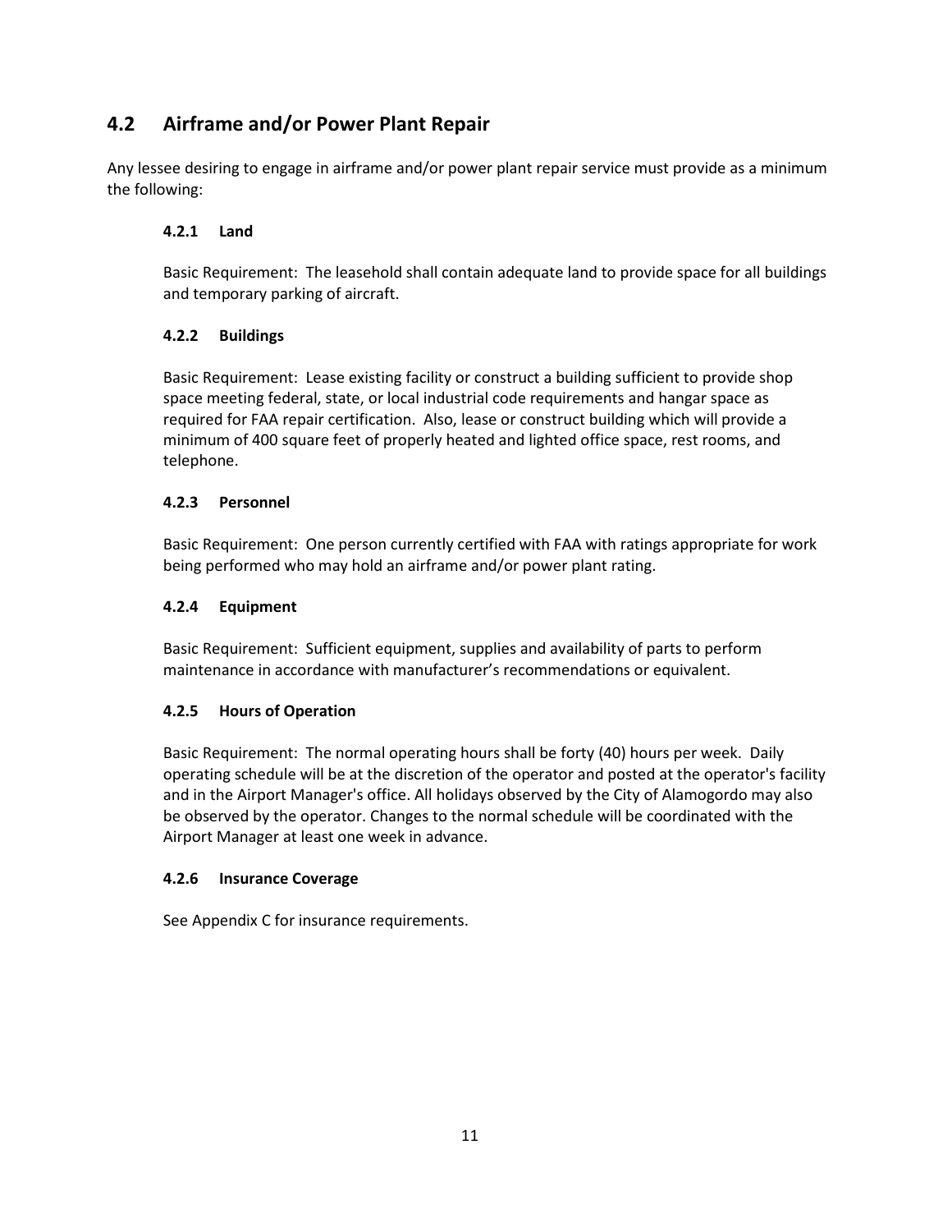## 4.2 Airframe and/or Power Plant Repair

Any lessee desiring to engage in airframe and/or power plant repair service must provide as a minimum the following:

### 4.2.1 Land

Basic Requirement: The leasehold shall contain adequate land to provide space for all buildings and temporary parking of aircraft.

### 4.2.2 Buildings

Basic Requirement: Lease existing facility or construct a building sufficient to provide shop space meeting federal, state, or local industrial code requirements and hangar space as required for FAA repair certification. Also, lease or construct building which will provide a minimum of 400 square feet of properly heated and lighted office space, rest rooms, and telephone.

### 4.2.3 Personnel

Basic Requirement: One person currently certified with FAA with ratings appropriate for work being performed who may hold an airframe and/or power plant rating.

### 4.2.4 Equipment

Basic Requirement: Sufficient equipment, supplies and availability of parts to perform maintenance in accordance with manufacturer's recommendations or equivalent.

### 4.2.5 Hours of Operation

Basic Requirement: The normal operating hours shall be forty (40) hours per week. Daily operating schedule will be at the discretion of the operator and posted at the operator's facility and in the Airport Manager's office. All holidays observed by the City of Alamogordo may also be observed by the operator. Changes to the normal schedule will be coordinated with the Airport Manager at least one week in advance.

### 4.2.6 Insurance Coverage

See Appendix C for insurance requirements.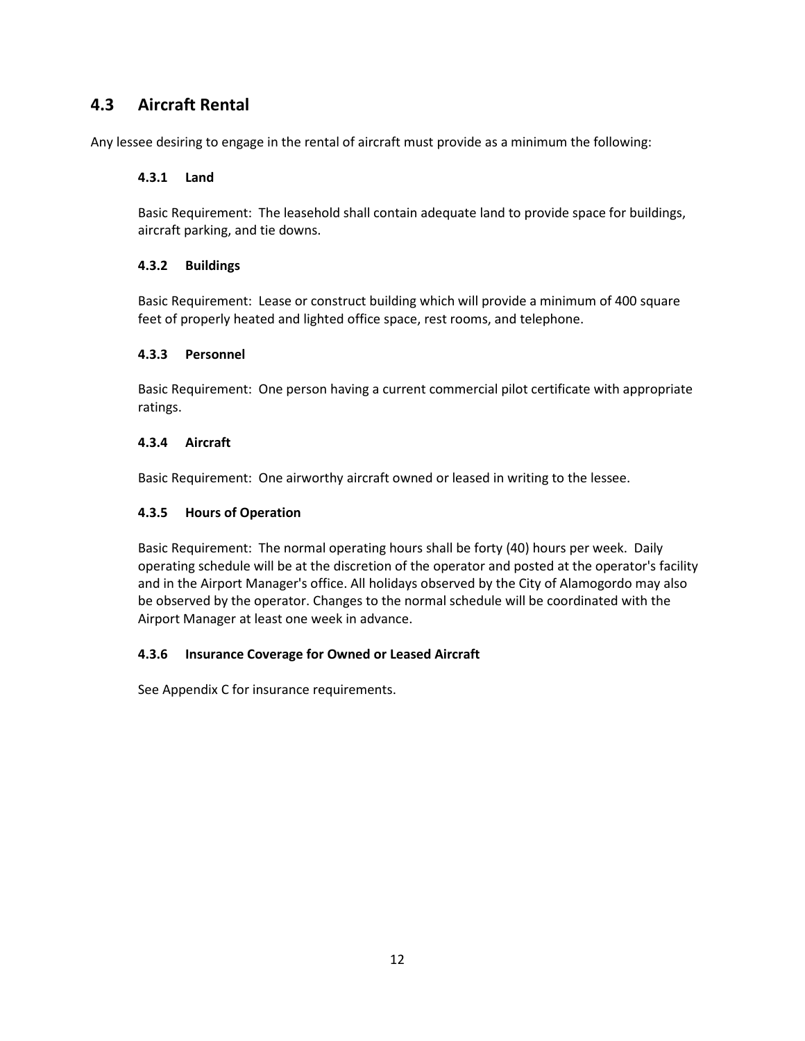## 4.3 Aircraft Rental

Any lessee desiring to engage in the rental of aircraft must provide as a minimum the following:

### 4.3.1 Land

Basic Requirement: The leasehold shall contain adequate land to provide space for buildings, aircraft parking, and tie downs.

### 4.3.2 Buildings

Basic Requirement: Lease or construct building which will provide a minimum of 400 square feet of properly heated and lighted office space, rest rooms, and telephone.

### 4.3.3 Personnel

Basic Requirement: One person having a current commercial pilot certificate with appropriate ratings.

### 4.3.4 Aircraft

Basic Requirement: One airworthy aircraft owned or leased in writing to the lessee.

### 4.3.5 Hours of Operation

Basic Requirement: The normal operating hours shall be forty (40) hours per week. Daily operating schedule will be at the discretion of the operator and posted at the operator's facility and in the Airport Manager's office. All holidays observed by the City of Alamogordo may also be observed by the operator. Changes to the normal schedule will be coordinated with the Airport Manager at least one week in advance.

### 4.3.6 Insurance Coverage for Owned or Leased Aircraft

See Appendix C for insurance requirements.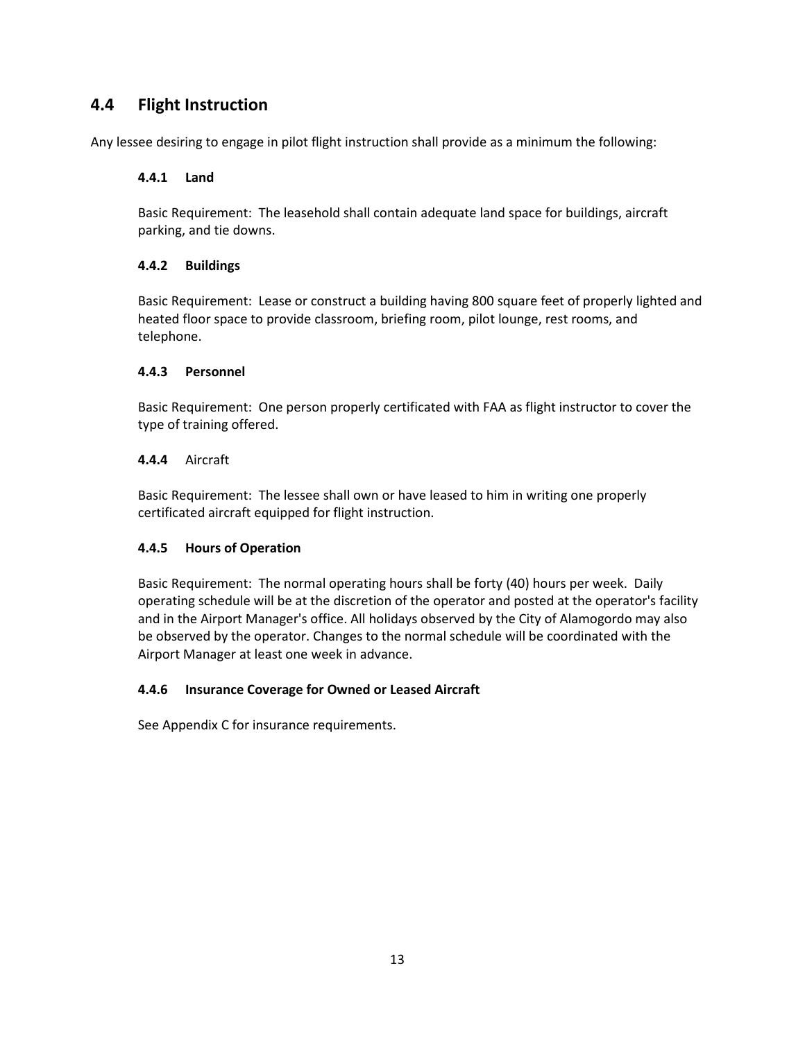## 4.4 Flight Instruction

Any lessee desiring to engage in pilot flight instruction shall provide as a minimum the following:

### 4.4.1 Land

Basic Requirement: The leasehold shall contain adequate land space for buildings, aircraft parking, and tie downs.

### 4.4.2 Buildings

Basic Requirement: Lease or construct a building having 800 square feet of properly lighted and heated floor space to provide classroom, briefing room, pilot lounge, rest rooms, and telephone.

### 4.4.3 Personnel

Basic Requirement: One person properly certificated with FAA as flight instructor to cover the type of training offered.

### 4.4.4 Aircraft

Basic Requirement: The lessee shall own or have leased to him in writing one properly certificated aircraft equipped for flight instruction.

### 4.4.5 Hours of Operation

Basic Requirement: The normal operating hours shall be forty (40) hours per week. Daily operating schedule will be at the discretion of the operator and posted at the operator's facility and in the Airport Manager's office. All holidays observed by the City of Alamogordo may also be observed by the operator. Changes to the normal schedule will be coordinated with the Airport Manager at least one week in advance.

### 4.4.6 Insurance Coverage for Owned or Leased Aircraft

See Appendix C for insurance requirements.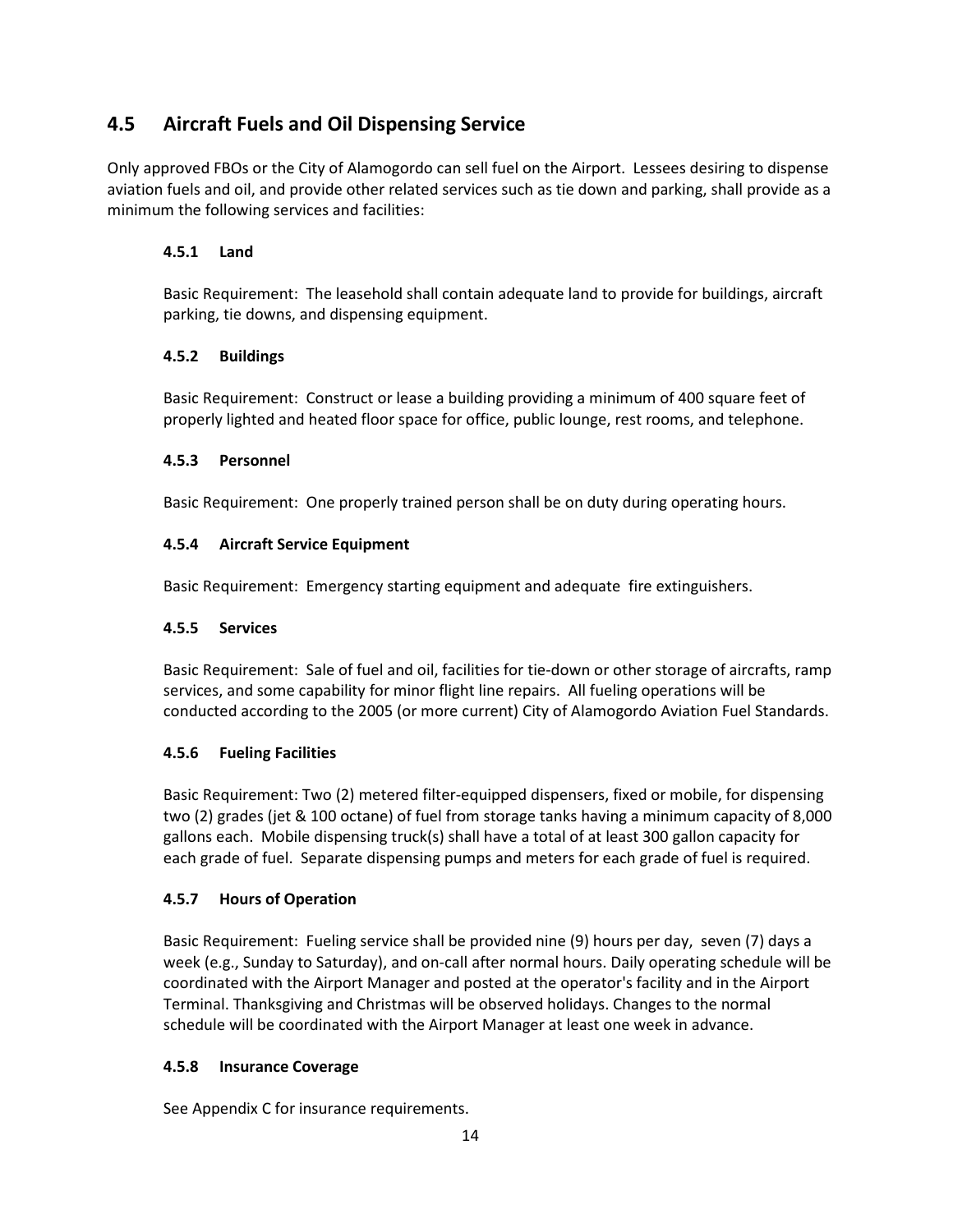## 4.5 Aircraft Fuels and Oil Dispensing Service

Only approved FBOs or the City of Alamogordo can sell fuel on the Airport. Lessees desiring to dispense aviation fuels and oil, and provide other related services such as tie down and parking, shall provide as a minimum the following services and facilities:

### 4.5.1 Land

Basic Requirement: The leasehold shall contain adequate land to provide for buildings, aircraft parking, tie downs, and dispensing equipment.

### 4.5.2 Buildings

Basic Requirement: Construct or lease a building providing a minimum of 400 square feet of properly lighted and heated floor space for office, public lounge, rest rooms, and telephone.

### 4.5.3 Personnel

Basic Requirement: One properly trained person shall be on duty during operating hours.

### 4.5.4 Aircraft Service Equipment

Basic Requirement: Emergency starting equipment and adequate fire extinguishers.

### 4.5.5 Services

Basic Requirement: Sale of fuel and oil, facilities for tie-down or other storage of aircrafts, ramp services, and some capability for minor flight line repairs. All fueling operations will be conducted according to the 2005 (or more current) City of Alamogordo Aviation Fuel Standards.

### 4.5.6 Fueling Facilities

Basic Requirement: Two (2) metered filter-equipped dispensers, fixed or mobile, for dispensing two (2) grades (jet & 100 octane) of fuel from storage tanks having a minimum capacity of 8,000 gallons each. Mobile dispensing truck(s) shall have a total of at least 300 gallon capacity for each grade of fuel. Separate dispensing pumps and meters for each grade of fuel is required.

### 4.5.7 Hours of Operation

Basic Requirement: Fueling service shall be provided nine (9) hours per day, seven (7) days a week (e.g., Sunday to Saturday), and on-call after normal hours. Daily operating schedule will be coordinated with the Airport Manager and posted at the operator's facility and in the Airport Terminal. Thanksgiving and Christmas will be observed holidays. Changes to the normal schedule will be coordinated with the Airport Manager at least one week in advance.

### 4.5.8 Insurance Coverage

See Appendix C for insurance requirements.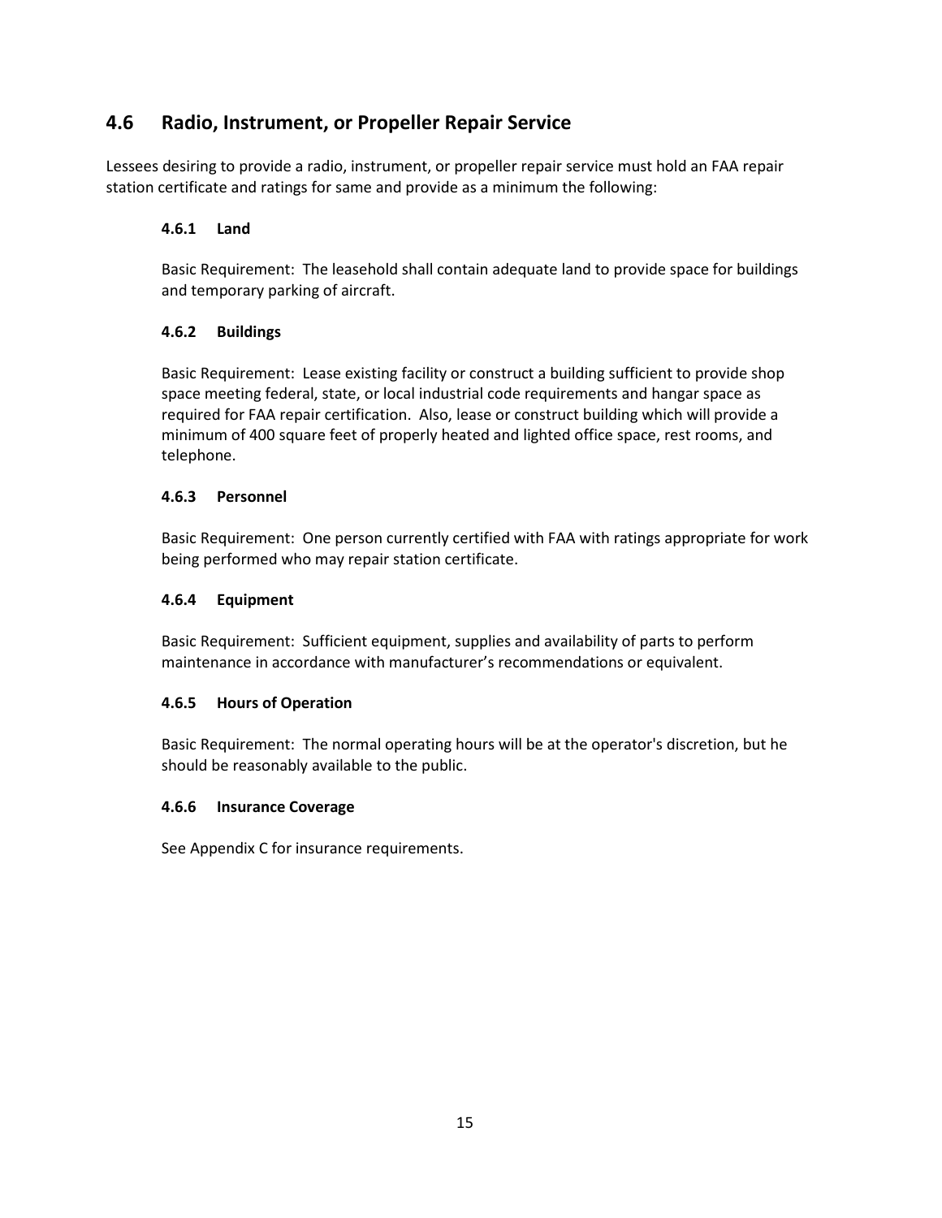## 4.6 Radio, Instrument, or Propeller Repair Service

Lessees desiring to provide a radio, instrument, or propeller repair service must hold an FAA repair station certificate and ratings for same and provide as a minimum the following:

### 4.6.1 Land

Basic Requirement: The leasehold shall contain adequate land to provide space for buildings and temporary parking of aircraft.

### 4.6.2 Buildings

Basic Requirement: Lease existing facility or construct a building sufficient to provide shop space meeting federal, state, or local industrial code requirements and hangar space as required for FAA repair certification. Also, lease or construct building which will provide a minimum of 400 square feet of properly heated and lighted office space, rest rooms, and telephone.

### 4.6.3 Personnel

Basic Requirement: One person currently certified with FAA with ratings appropriate for work being performed who may repair station certificate.

### 4.6.4 Equipment

Basic Requirement: Sufficient equipment, supplies and availability of parts to perform maintenance in accordance with manufacturer's recommendations or equivalent.

### 4.6.5 Hours of Operation

Basic Requirement: The normal operating hours will be at the operator's discretion, but he should be reasonably available to the public.

### 4.6.6 Insurance Coverage

See Appendix C for insurance requirements.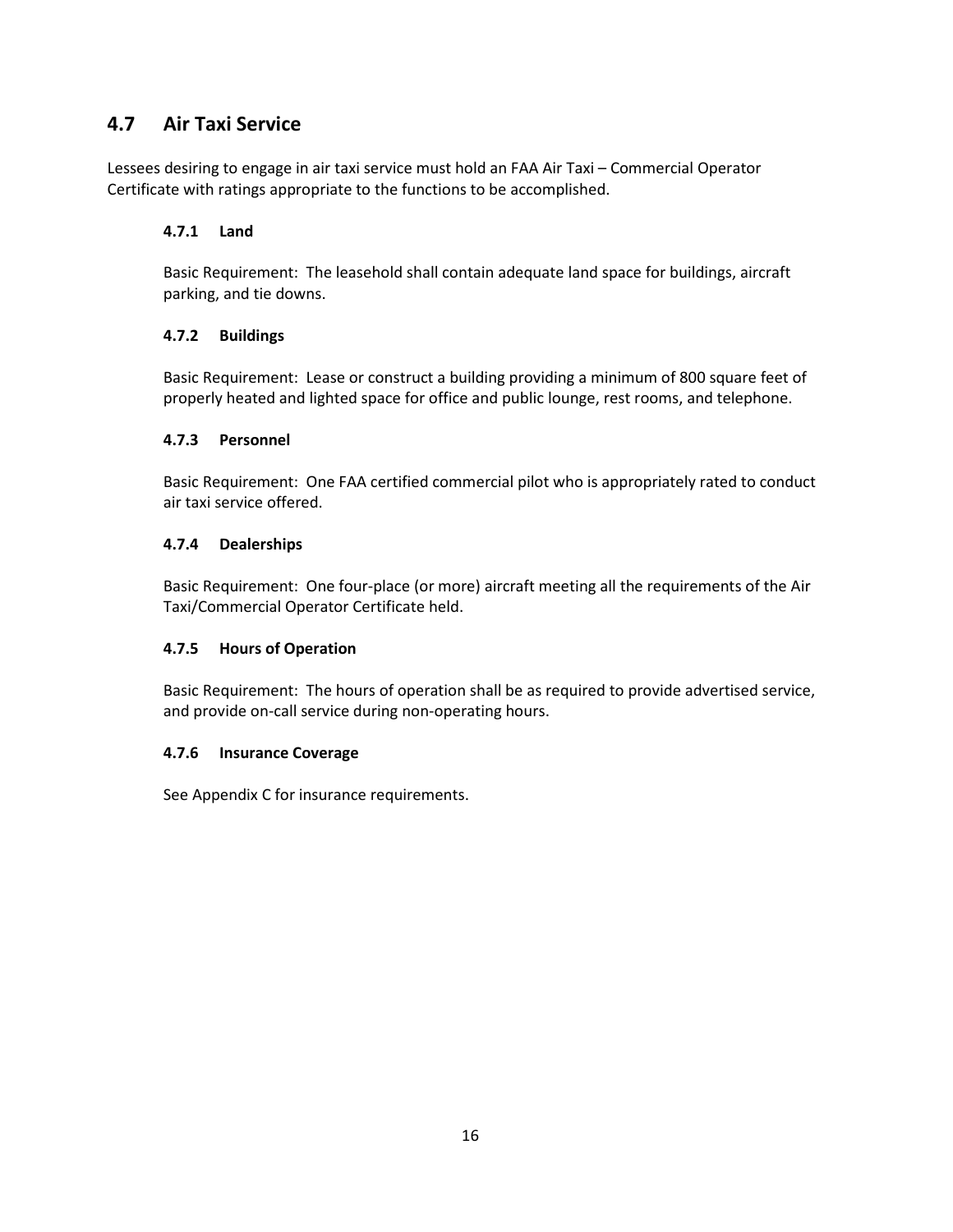## 4.7 Air Taxi Service

Lessees desiring to engage in air taxi service must hold an FAA Air Taxi – Commercial Operator Certificate with ratings appropriate to the functions to be accomplished.

### 4.7.1 Land

Basic Requirement: The leasehold shall contain adequate land space for buildings, aircraft parking, and tie downs.

### 4.7.2 Buildings

Basic Requirement: Lease or construct a building providing a minimum of 800 square feet of properly heated and lighted space for office and public lounge, rest rooms, and telephone.

### 4.7.3 Personnel

Basic Requirement: One FAA certified commercial pilot who is appropriately rated to conduct air taxi service offered.

### 4.7.4 Dealerships

Basic Requirement: One four-place (or more) aircraft meeting all the requirements of the Air Taxi/Commercial Operator Certificate held.

### 4.7.5 Hours of Operation

Basic Requirement: The hours of operation shall be as required to provide advertised service, and provide on-call service during non-operating hours.

### 4.7.6 Insurance Coverage

See Appendix C for insurance requirements.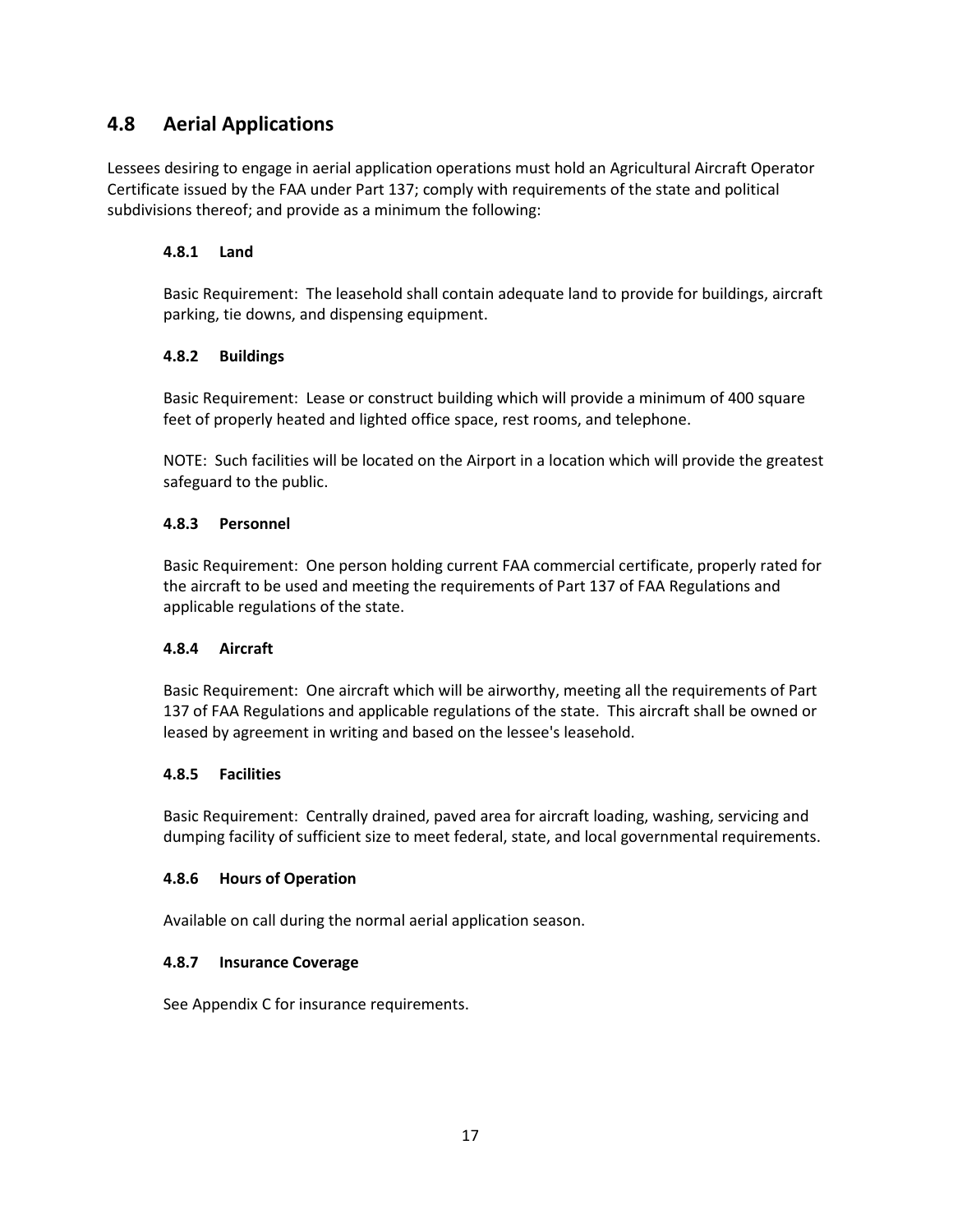## 4.8 Aerial Applications

Lessees desiring to engage in aerial application operations must hold an Agricultural Aircraft Operator Certificate issued by the FAA under Part 137; comply with requirements of the state and political subdivisions thereof; and provide as a minimum the following:

### 4.8.1 Land

Basic Requirement: The leasehold shall contain adequate land to provide for buildings, aircraft parking, tie downs, and dispensing equipment.

### 4.8.2 Buildings

Basic Requirement: Lease or construct building which will provide a minimum of 400 square feet of properly heated and lighted office space, rest rooms, and telephone.

NOTE: Such facilities will be located on the Airport in a location which will provide the greatest safeguard to the public.

### 4.8.3 Personnel

Basic Requirement: One person holding current FAA commercial certificate, properly rated for the aircraft to be used and meeting the requirements of Part 137 of FAA Regulations and applicable regulations of the state.

### 4.8.4 Aircraft

Basic Requirement: One aircraft which will be airworthy, meeting all the requirements of Part 137 of FAA Regulations and applicable regulations of the state. This aircraft shall be owned or leased by agreement in writing and based on the lessee's leasehold.

### 4.8.5 Facilities

Basic Requirement: Centrally drained, paved area for aircraft loading, washing, servicing and dumping facility of sufficient size to meet federal, state, and local governmental requirements.

### 4.8.6 Hours of Operation

Available on call during the normal aerial application season.

### 4.8.7 Insurance Coverage

See Appendix C for insurance requirements.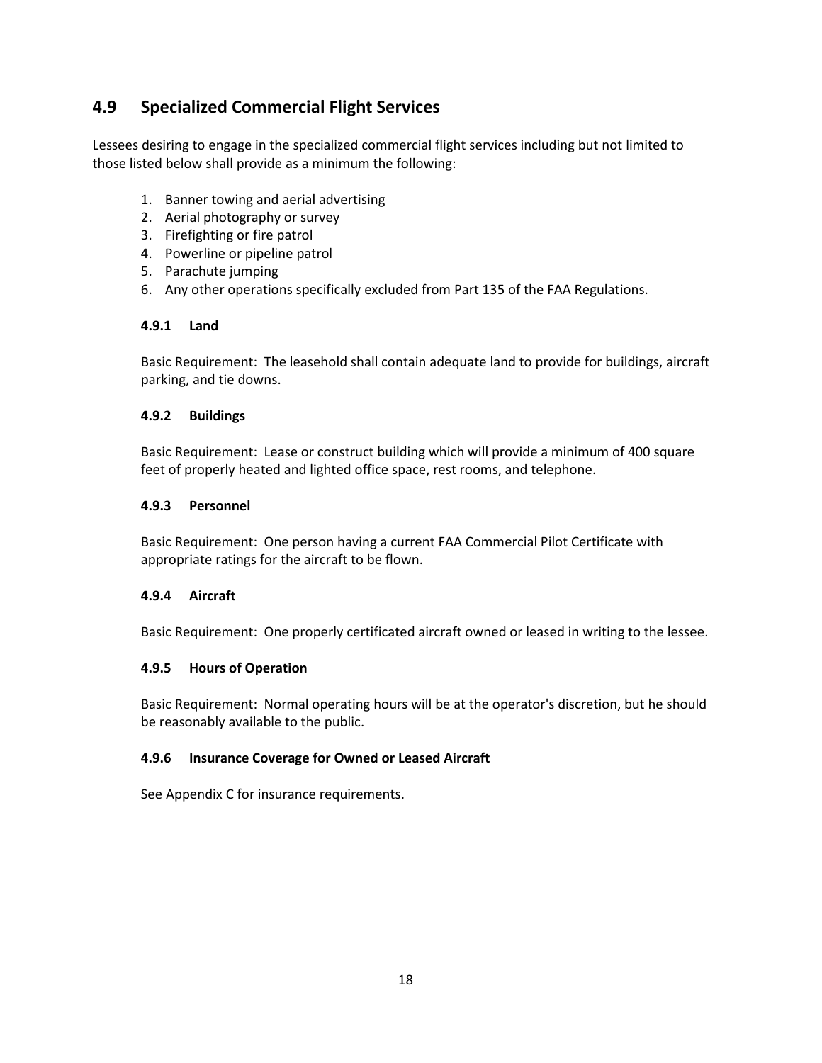## 4.9 Specialized Commercial Flight Services

Lessees desiring to engage in the specialized commercial flight services including but not limited to those listed below shall provide as a minimum the following:

1. Banner towing and aerial advertising
2. Aerial photography or survey
3. Firefighting or fire patrol
4. Powerline or pipeline patrol
5. Parachute jumping
6. Any other operations specifically excluded from Part 135 of the FAA Regulations.

### 4.9.1 Land

Basic Requirement: The leasehold shall contain adequate land to provide for buildings, aircraft parking, and tie downs.

### 4.9.2 Buildings

Basic Requirement: Lease or construct building which will provide a minimum of 400 square feet of properly heated and lighted office space, rest rooms, and telephone.

### 4.9.3 Personnel

Basic Requirement: One person having a current FAA Commercial Pilot Certificate with appropriate ratings for the aircraft to be flown.

### 4.9.4 Aircraft

Basic Requirement: One properly certificated aircraft owned or leased in writing to the lessee.

### 4.9.5 Hours of Operation

Basic Requirement: Normal operating hours will be at the operator's discretion, but he should be reasonably available to the public.

### 4.9.6 Insurance Coverage for Owned or Leased Aircraft

See Appendix C for insurance requirements.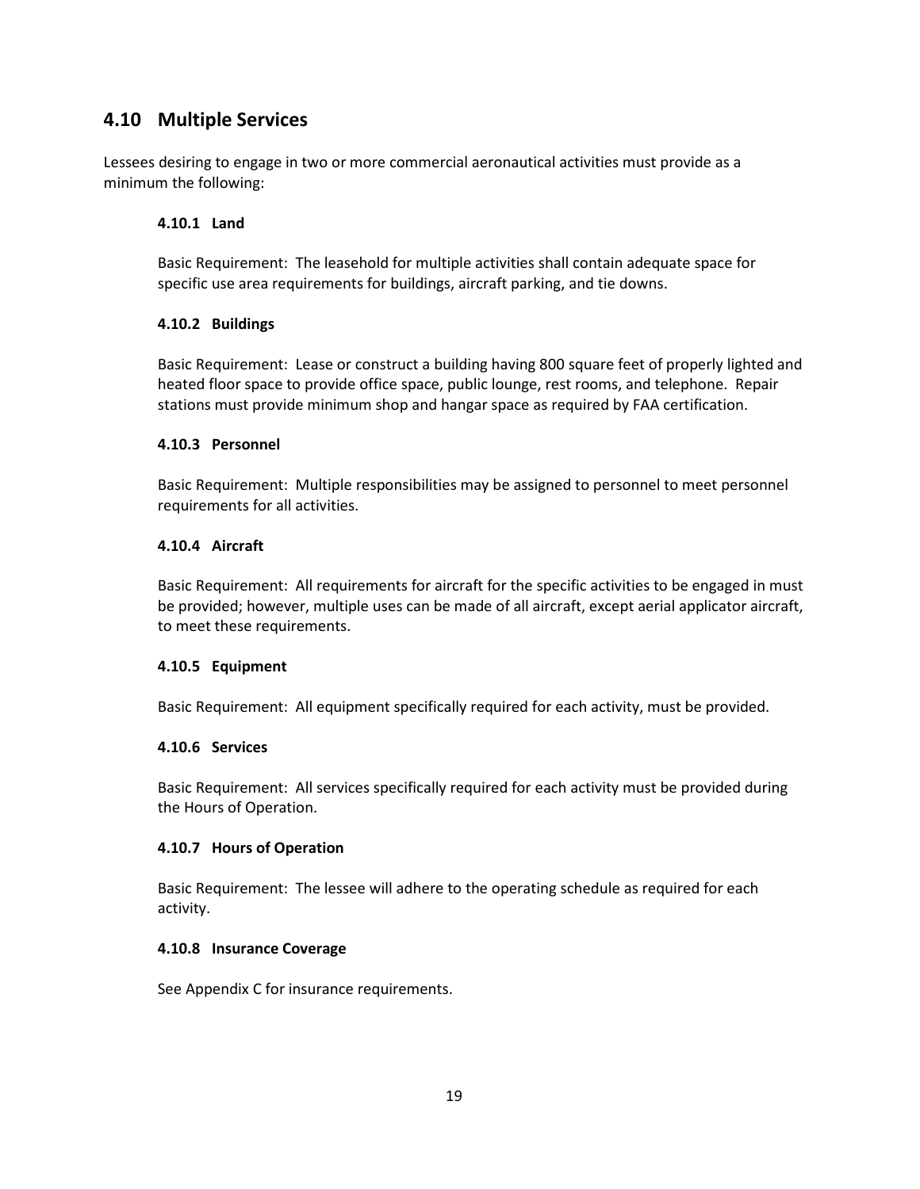## 4.10 Multiple Services

Lessees desiring to engage in two or more commercial aeronautical activities must provide as a minimum the following:

### 4.10.1 Land

Basic Requirement: The leasehold for multiple activities shall contain adequate space for specific use area requirements for buildings, aircraft parking, and tie downs.

### 4.10.2 Buildings

Basic Requirement: Lease or construct a building having 800 square feet of properly lighted and heated floor space to provide office space, public lounge, rest rooms, and telephone. Repair stations must provide minimum shop and hangar space as required by FAA certification.

### 4.10.3 Personnel

Basic Requirement: Multiple responsibilities may be assigned to personnel to meet personnel requirements for all activities.

### 4.10.4 Aircraft

Basic Requirement: All requirements for aircraft for the specific activities to be engaged in must be provided; however, multiple uses can be made of all aircraft, except aerial applicator aircraft, to meet these requirements.

### 4.10.5 Equipment

Basic Requirement: All equipment specifically required for each activity, must be provided.

### 4.10.6 Services

Basic Requirement: All services specifically required for each activity must be provided during the Hours of Operation.

### 4.10.7 Hours of Operation

Basic Requirement: The lessee will adhere to the operating schedule as required for each activity.

### 4.10.8 Insurance Coverage

See Appendix C for insurance requirements.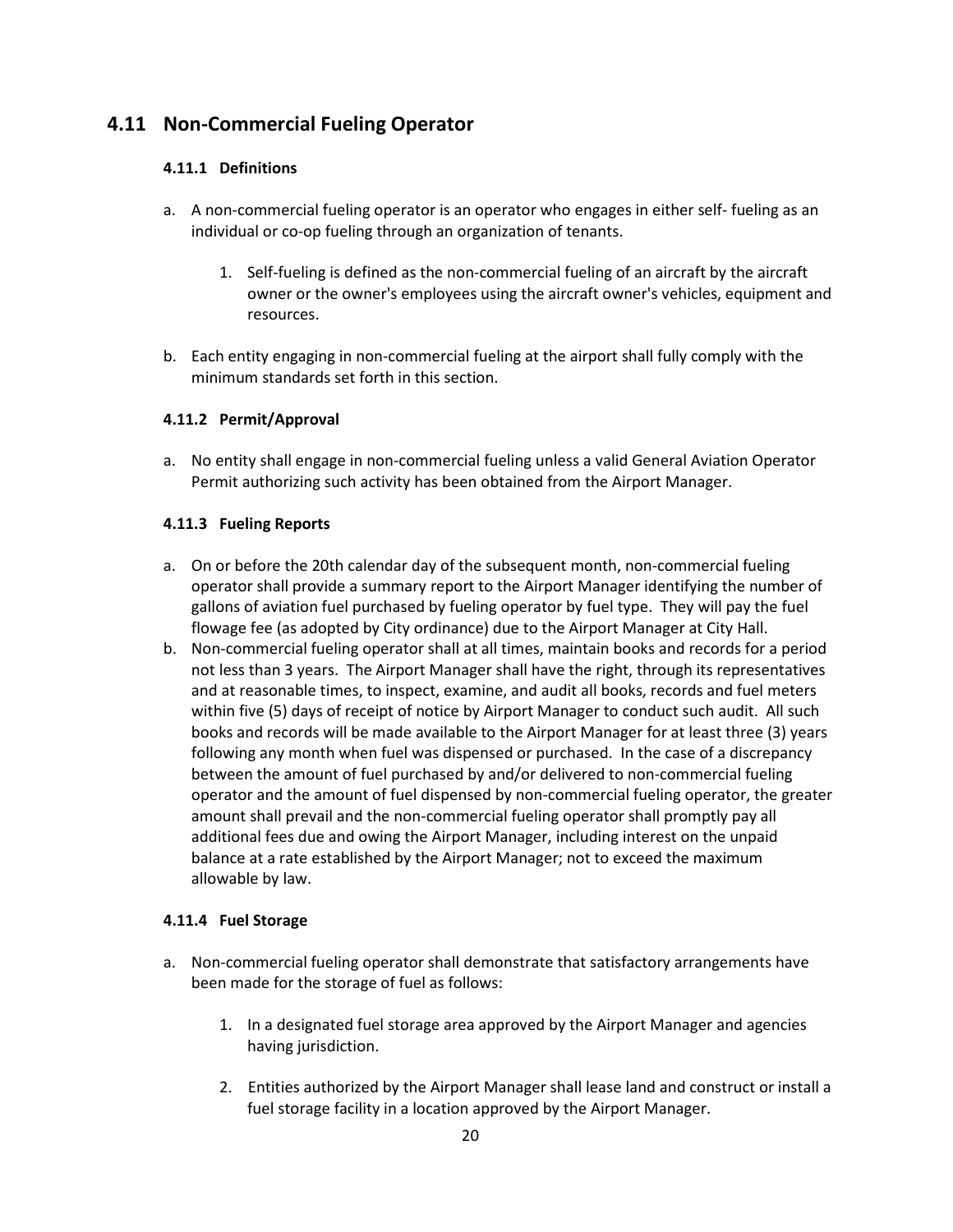## 4.11 Non-Commercial Fueling Operator

### 4.11.1 Definitions

a. A non-commercial fueling operator is an operator who engages in either self- fueling as an individual or co-op fueling through an organization of tenants.

    1. Self-fueling is defined as the non-commercial fueling of an aircraft by the aircraft owner or the owner's employees using the aircraft owner's vehicles, equipment and resources.

b. Each entity engaging in non-commercial fueling at the airport shall fully comply with the minimum standards set forth in this section.

### 4.11.2 Permit/Approval

a. No entity shall engage in non-commercial fueling unless a valid General Aviation Operator Permit authorizing such activity has been obtained from the Airport Manager.

### 4.11.3 Fueling Reports

a. On or before the 20th calendar day of the subsequent month, non-commercial fueling operator shall provide a summary report to the Airport Manager identifying the number of gallons of aviation fuel purchased by fueling operator by fuel type. They will pay the fuel flowage fee (as adopted by City ordinance) due to the Airport Manager at City Hall.
b. Non-commercial fueling operator shall at all times, maintain books and records for a period not less than 3 years. The Airport Manager shall have the right, through its representatives and at reasonable times, to inspect, examine, and audit all books, records and fuel meters within five (5) days of receipt of notice by Airport Manager to conduct such audit. All such books and records will be made available to the Airport Manager for at least three (3) years following any month when fuel was dispensed or purchased. In the case of a discrepancy between the amount of fuel purchased by and/or delivered to non-commercial fueling operator and the amount of fuel dispensed by non-commercial fueling operator, the greater amount shall prevail and the non-commercial fueling operator shall promptly pay all additional fees due and owing the Airport Manager, including interest on the unpaid balance at a rate established by the Airport Manager; not to exceed the maximum allowable by law.

### 4.11.4 Fuel Storage

a. Non-commercial fueling operator shall demonstrate that satisfactory arrangements have been made for the storage of fuel as follows:

    1. In a designated fuel storage area approved by the Airport Manager and agencies having jurisdiction.

    2. Entities authorized by the Airport Manager shall lease land and construct or install a fuel storage facility in a location approved by the Airport Manager.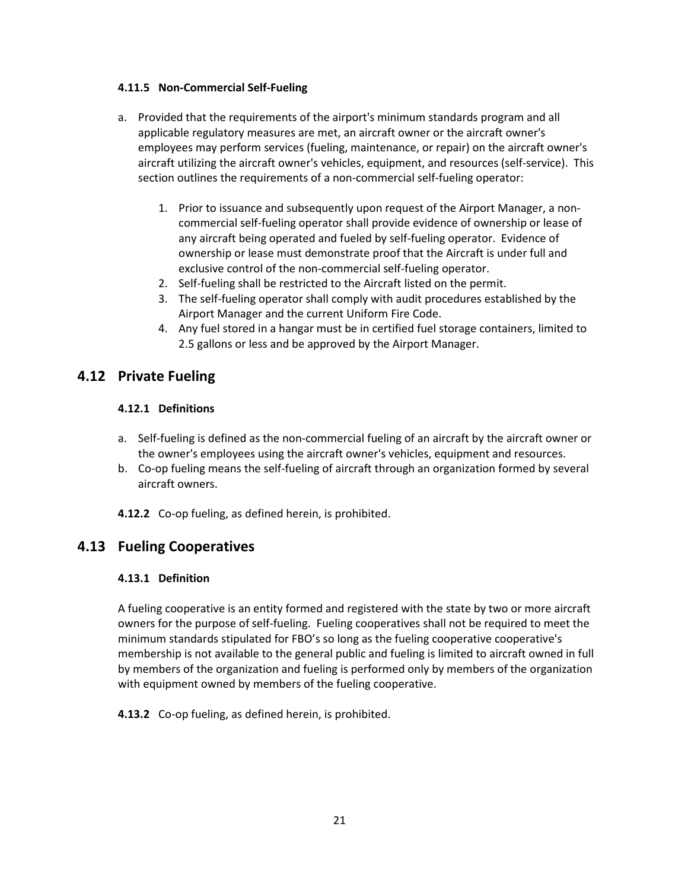#### 4.11.5 Non-Commercial Self-Fueling

a. Provided that the requirements of the airport's minimum standards program and all applicable regulatory measures are met, an aircraft owner or the aircraft owner's employees may perform services (fueling, maintenance, or repair) on the aircraft owner's aircraft utilizing the aircraft owner's vehicles, equipment, and resources (self-service). This section outlines the requirements of a non-commercial self-fueling operator:

    1. Prior to issuance and subsequently upon request of the Airport Manager, a non-commercial self-fueling operator shall provide evidence of ownership or lease of any aircraft being operated and fueled by self-fueling operator. Evidence of ownership or lease must demonstrate proof that the Aircraft is under full and exclusive control of the non-commercial self-fueling operator.
    2. Self-fueling shall be restricted to the Aircraft listed on the permit.
    3. The self-fueling operator shall comply with audit procedures established by the Airport Manager and the current Uniform Fire Code.
    4. Any fuel stored in a hangar must be in certified fuel storage containers, limited to 2.5 gallons or less and be approved by the Airport Manager.

## 4.12 Private Fueling

#### 4.12.1 Definitions

a. Self-fueling is defined as the non-commercial fueling of an aircraft by the aircraft owner or the owner's employees using the aircraft owner's vehicles, equipment and resources.
b. Co-op fueling means the self-fueling of aircraft through an organization formed by several aircraft owners.

**4.12.2** Co-op fueling, as defined herein, is prohibited.

## 4.13 Fueling Cooperatives

#### 4.13.1 Definition

A fueling cooperative is an entity formed and registered with the state by two or more aircraft owners for the purpose of self-fueling. Fueling cooperatives shall not be required to meet the minimum standards stipulated for FBO's so long as the fueling cooperative cooperative's membership is not available to the general public and fueling is limited to aircraft owned in full by members of the organization and fueling is performed only by members of the organization with equipment owned by members of the fueling cooperative.

**4.13.2** Co-op fueling, as defined herein, is prohibited.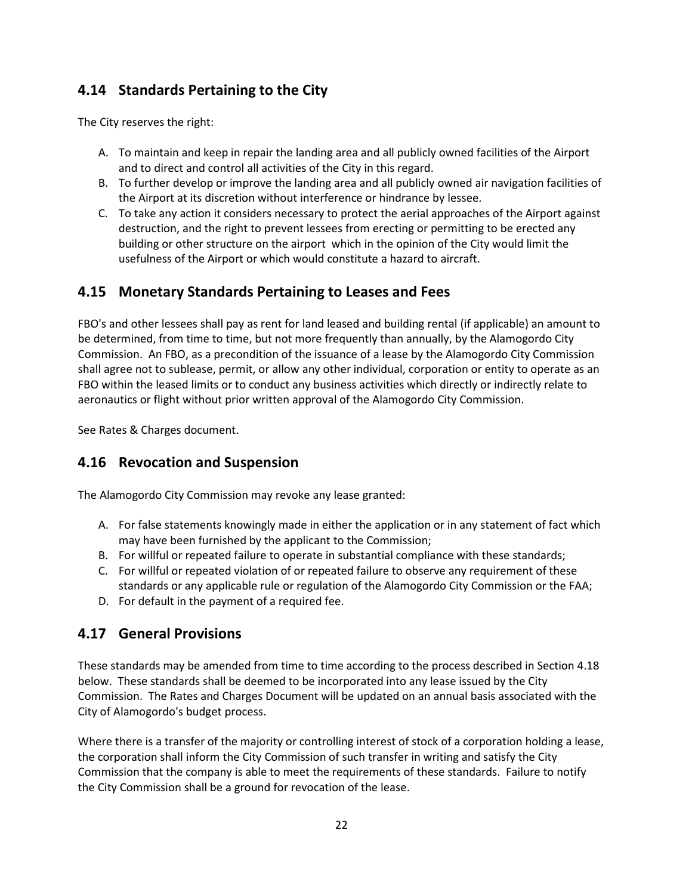## 4.14 Standards Pertaining to the City

The City reserves the right:

A. To maintain and keep in repair the landing area and all publicly owned facilities of the Airport and to direct and control all activities of the City in this regard.
B. To further develop or improve the landing area and all publicly owned air navigation facilities of the Airport at its discretion without interference or hindrance by lessee.
C. To take any action it considers necessary to protect the aerial approaches of the Airport against destruction, and the right to prevent lessees from erecting or permitting to be erected any building or other structure on the airport which in the opinion of the City would limit the usefulness of the Airport or which would constitute a hazard to aircraft.

## 4.15 Monetary Standards Pertaining to Leases and Fees

FBO's and other lessees shall pay as rent for land leased and building rental (if applicable) an amount to be determined, from time to time, but not more frequently than annually, by the Alamogordo City Commission. An FBO, as a precondition of the issuance of a lease by the Alamogordo City Commission shall agree not to sublease, permit, or allow any other individual, corporation or entity to operate as an FBO within the leased limits or to conduct any business activities which directly or indirectly relate to aeronautics or flight without prior written approval of the Alamogordo City Commission.

See Rates & Charges document.

## 4.16 Revocation and Suspension

The Alamogordo City Commission may revoke any lease granted:

A. For false statements knowingly made in either the application or in any statement of fact which may have been furnished by the applicant to the Commission;
B. For willful or repeated failure to operate in substantial compliance with these standards;
C. For willful or repeated violation of or repeated failure to observe any requirement of these standards or any applicable rule or regulation of the Alamogordo City Commission or the FAA;
D. For default in the payment of a required fee.

## 4.17 General Provisions

These standards may be amended from time to time according to the process described in Section 4.18 below. These standards shall be deemed to be incorporated into any lease issued by the City Commission. The Rates and Charges Document will be updated on an annual basis associated with the City of Alamogordo's budget process.

Where there is a transfer of the majority or controlling interest of stock of a corporation holding a lease, the corporation shall inform the City Commission of such transfer in writing and satisfy the City Commission that the company is able to meet the requirements of these standards. Failure to notify the City Commission shall be a ground for revocation of the lease.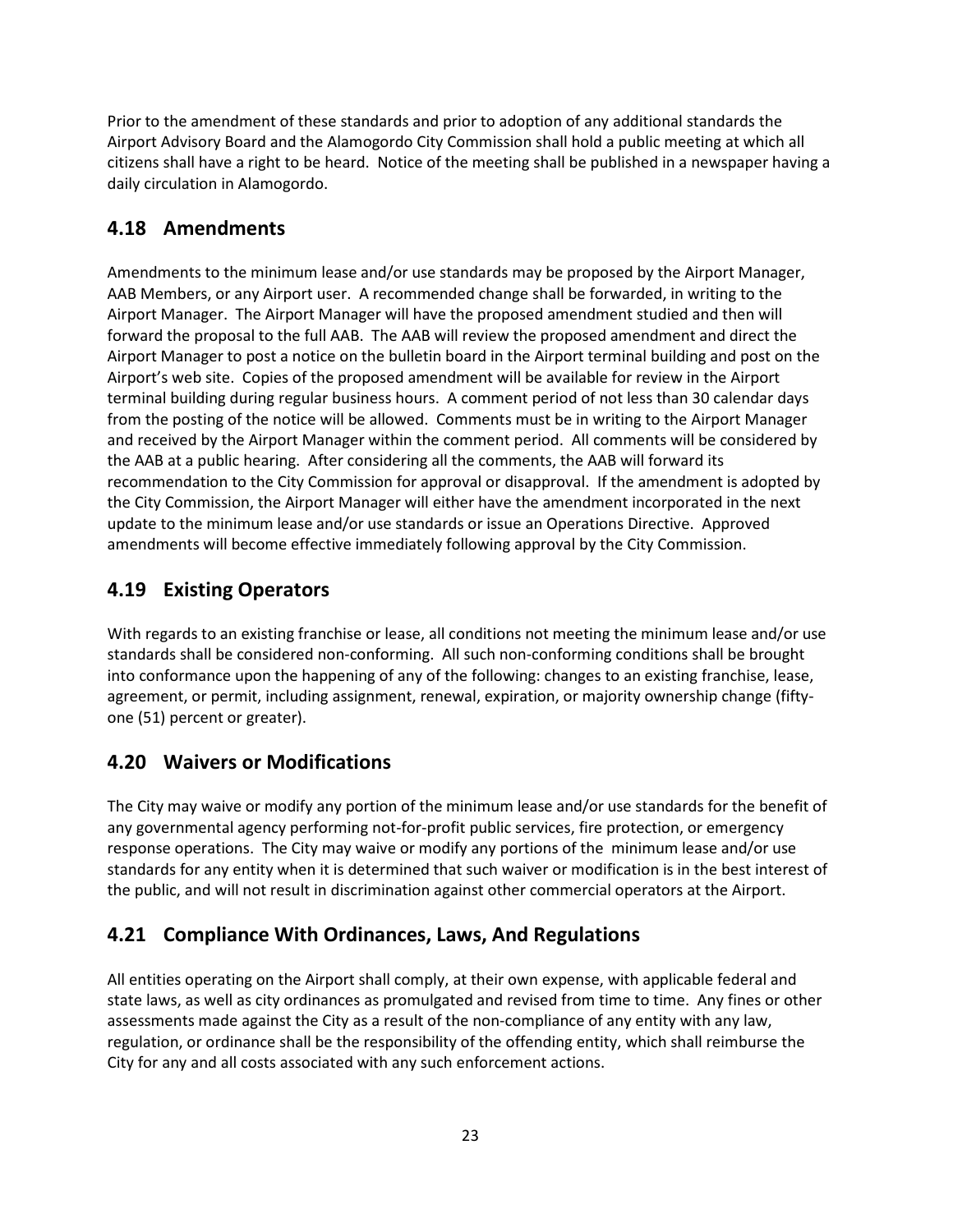Prior to the amendment of these standards and prior to adoption of any additional standards the Airport Advisory Board and the Alamogordo City Commission shall hold a public meeting at which all citizens shall have a right to be heard. Notice of the meeting shall be published in a newspaper having a daily circulation in Alamogordo.

## 4.18 Amendments

Amendments to the minimum lease and/or use standards may be proposed by the Airport Manager, AAB Members, or any Airport user. A recommended change shall be forwarded, in writing to the Airport Manager. The Airport Manager will have the proposed amendment studied and then will forward the proposal to the full AAB. The AAB will review the proposed amendment and direct the Airport Manager to post a notice on the bulletin board in the Airport terminal building and post on the Airport's web site. Copies of the proposed amendment will be available for review in the Airport terminal building during regular business hours. A comment period of not less than 30 calendar days from the posting of the notice will be allowed. Comments must be in writing to the Airport Manager and received by the Airport Manager within the comment period. All comments will be considered by the AAB at a public hearing. After considering all the comments, the AAB will forward its recommendation to the City Commission for approval or disapproval. If the amendment is adopted by the City Commission, the Airport Manager will either have the amendment incorporated in the next update to the minimum lease and/or use standards or issue an Operations Directive. Approved amendments will become effective immediately following approval by the City Commission.

## 4.19 Existing Operators

With regards to an existing franchise or lease, all conditions not meeting the minimum lease and/or use standards shall be considered non-conforming. All such non-conforming conditions shall be brought into conformance upon the happening of any of the following: changes to an existing franchise, lease, agreement, or permit, including assignment, renewal, expiration, or majority ownership change (fifty-one (51) percent or greater).

## 4.20 Waivers or Modifications

The City may waive or modify any portion of the minimum lease and/or use standards for the benefit of any governmental agency performing not-for-profit public services, fire protection, or emergency response operations. The City may waive or modify any portions of the minimum lease and/or use standards for any entity when it is determined that such waiver or modification is in the best interest of the public, and will not result in discrimination against other commercial operators at the Airport.

## 4.21 Compliance With Ordinances, Laws, And Regulations

All entities operating on the Airport shall comply, at their own expense, with applicable federal and state laws, as well as city ordinances as promulgated and revised from time to time. Any fines or other assessments made against the City as a result of the non-compliance of any entity with any law, regulation, or ordinance shall be the responsibility of the offending entity, which shall reimburse the City for any and all costs associated with any such enforcement actions.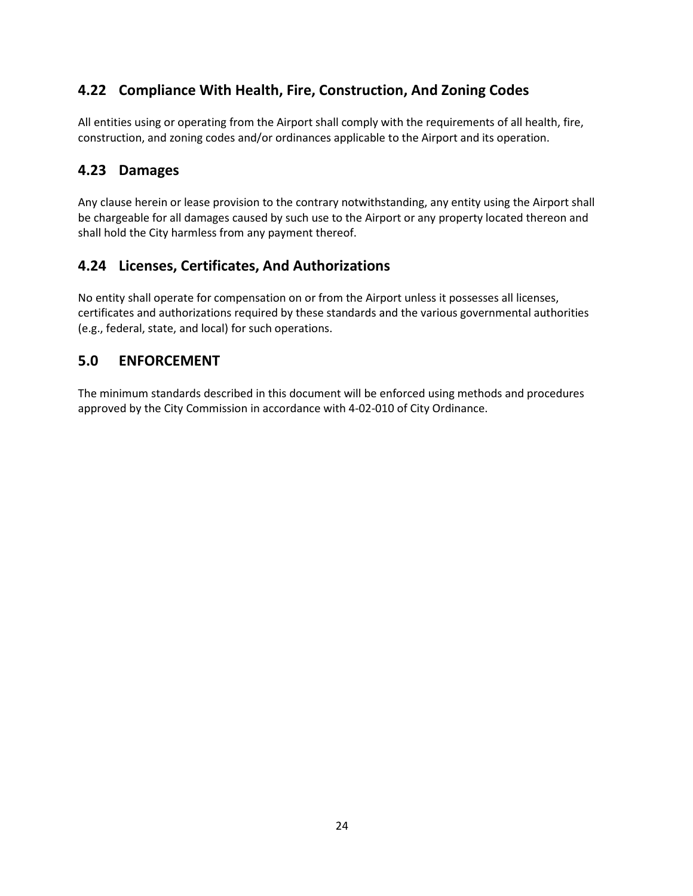## 4.22 Compliance With Health, Fire, Construction, And Zoning Codes

All entities using or operating from the Airport shall comply with the requirements of all health, fire, construction, and zoning codes and/or ordinances applicable to the Airport and its operation.

## 4.23 Damages

Any clause herein or lease provision to the contrary notwithstanding, any entity using the Airport shall be chargeable for all damages caused by such use to the Airport or any property located thereon and shall hold the City harmless from any payment thereof.

## 4.24 Licenses, Certificates, And Authorizations

No entity shall operate for compensation on or from the Airport unless it possesses all licenses, certificates and authorizations required by these standards and the various governmental authorities (e.g., federal, state, and local) for such operations.

# 5.0 ENFORCEMENT

The minimum standards described in this document will be enforced using methods and procedures approved by the City Commission in accordance with 4-02-010 of City Ordinance.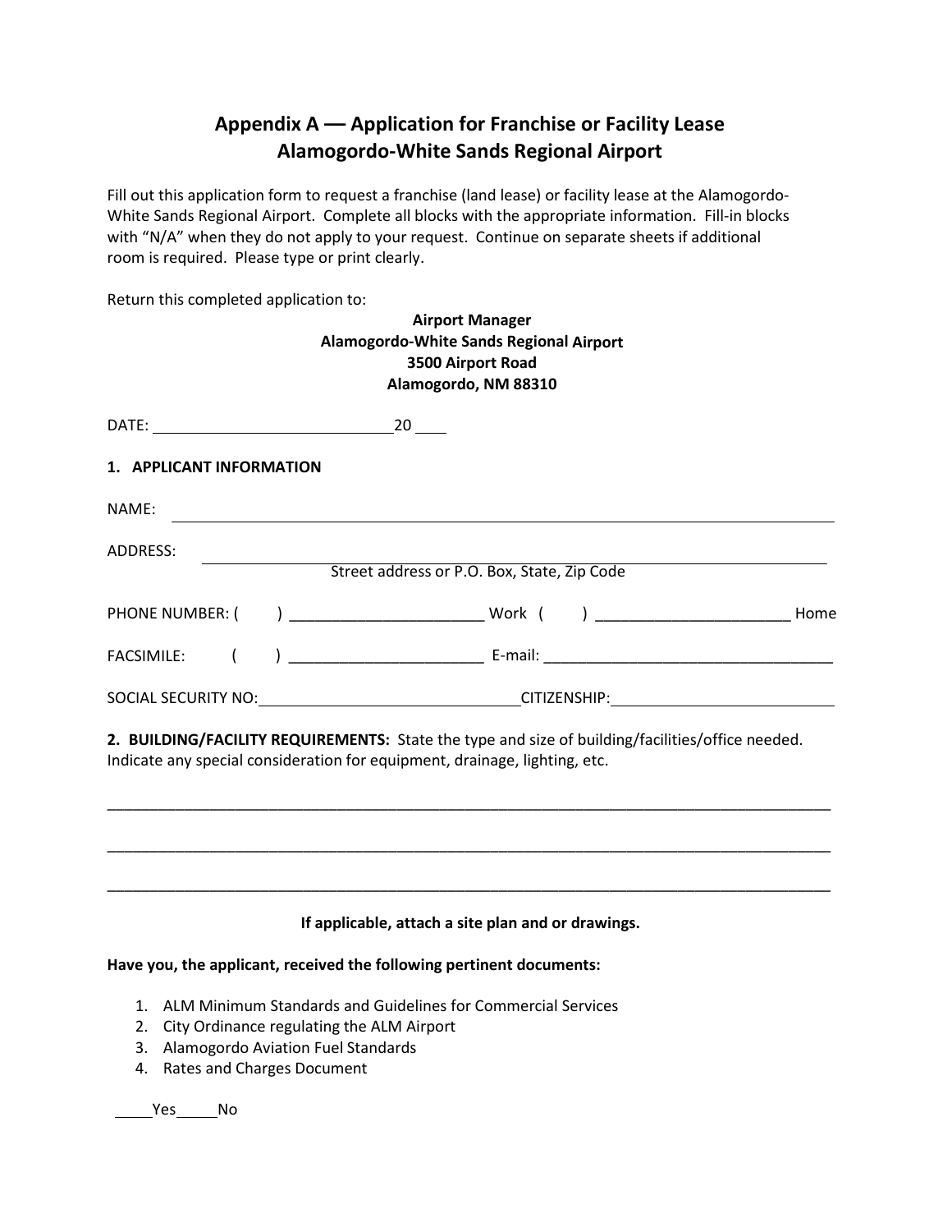# Appendix A –– Application for Franchise or Facility Lease
# Alamogordo-White Sands Regional Airport

Fill out this application form to request a franchise (land lease) or facility lease at the Alamogordo-White Sands Regional Airport. Complete all blocks with the appropriate information. Fill-in blocks with "N/A" when they do not apply to your request. Continue on separate sheets if additional room is required. Please type or print clearly.

Return this completed application to:

**Airport Manager**
**Alamogordo-White Sands Regional Airport**
**3500 Airport Road**
**Alamogordo, NM 88310**

DATE: ____________________________ 20 ____

**1. APPLICANT INFORMATION**

NAME: ______________________________________________________________________

ADDRESS: ___________________________________________________________________
Street address or P.O. Box, State, Zip Code

PHONE NUMBER: (     ) ______________________ Work (     ) ______________________ Home

FACSIMILE: (     ) ______________________ E-mail: __________________________________

SOCIAL SECURITY NO: ______________________________ CITIZENSHIP: __________________________

**2. BUILDING/FACILITY REQUIREMENTS:** State the type and size of building/facilities/office needed. Indicate any special consideration for equipment, drainage, lighting, etc.

_____________________________________________________________________________________

_____________________________________________________________________________________

_____________________________________________________________________________________

**If applicable, attach a site plan and or drawings.**

**Have you, the applicant, received the following pertinent documents:**

1. ALM Minimum Standards and Guidelines for Commercial Services
2. City Ordinance regulating the ALM Airport
3. Alamogordo Aviation Fuel Standards
4. Rates and Charges Document

_____Yes_____No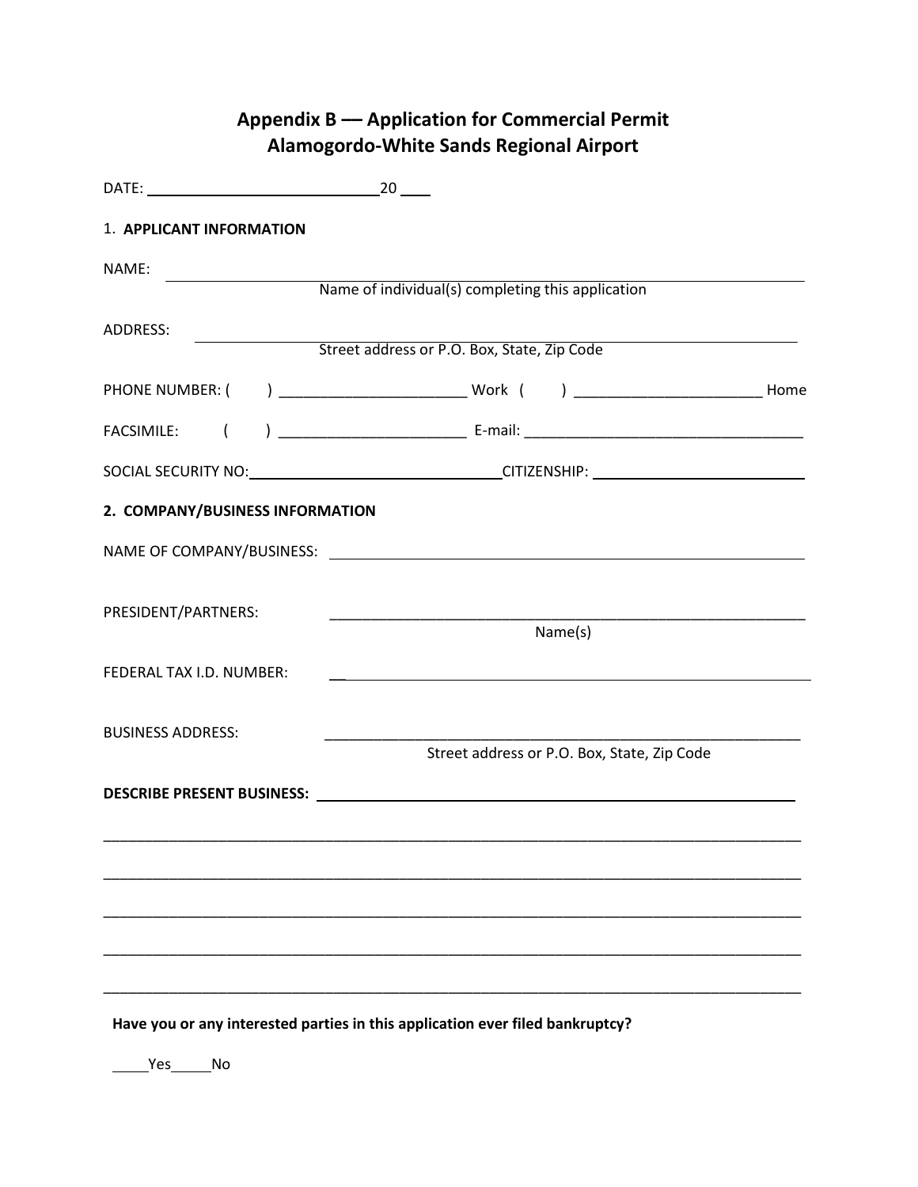# Appendix B –– Application for Commercial Permit
# Alamogordo-White Sands Regional Airport

DATE: ____________________________ 20 ____

1. **APPLICANT INFORMATION**

NAME: ______________________________________________________________
Name of individual(s) completing this application

ADDRESS: ______________________________________________________________
Street address or P.O. Box, State, Zip Code

PHONE NUMBER: (      ) ______________________ Work  (      ) ______________________ Home

FACSIMILE:    (      ) ______________________ E-mail: _________________________________

SOCIAL SECURITY NO: ______________________________ CITIZENSHIP: __________________________

**2. COMPANY/BUSINESS INFORMATION**

NAME OF COMPANY/BUSINESS: ____________________________________________________________

PRESIDENT/PARTNERS: ____________________________________________________________
Name(s)

FEDERAL TAX I.D. NUMBER: ____________________________________________________________

BUSINESS ADDRESS: ____________________________________________________________
Street address or P.O. Box, State, Zip Code

**DESCRIBE PRESENT BUSINESS:** ____________________________________________________________

_____________________________________________________________________________________

_____________________________________________________________________________________

_____________________________________________________________________________________

_____________________________________________________________________________________

_____________________________________________________________________________________

**Have you or any interested parties in this application ever filed bankruptcy?**

_____Yes_____No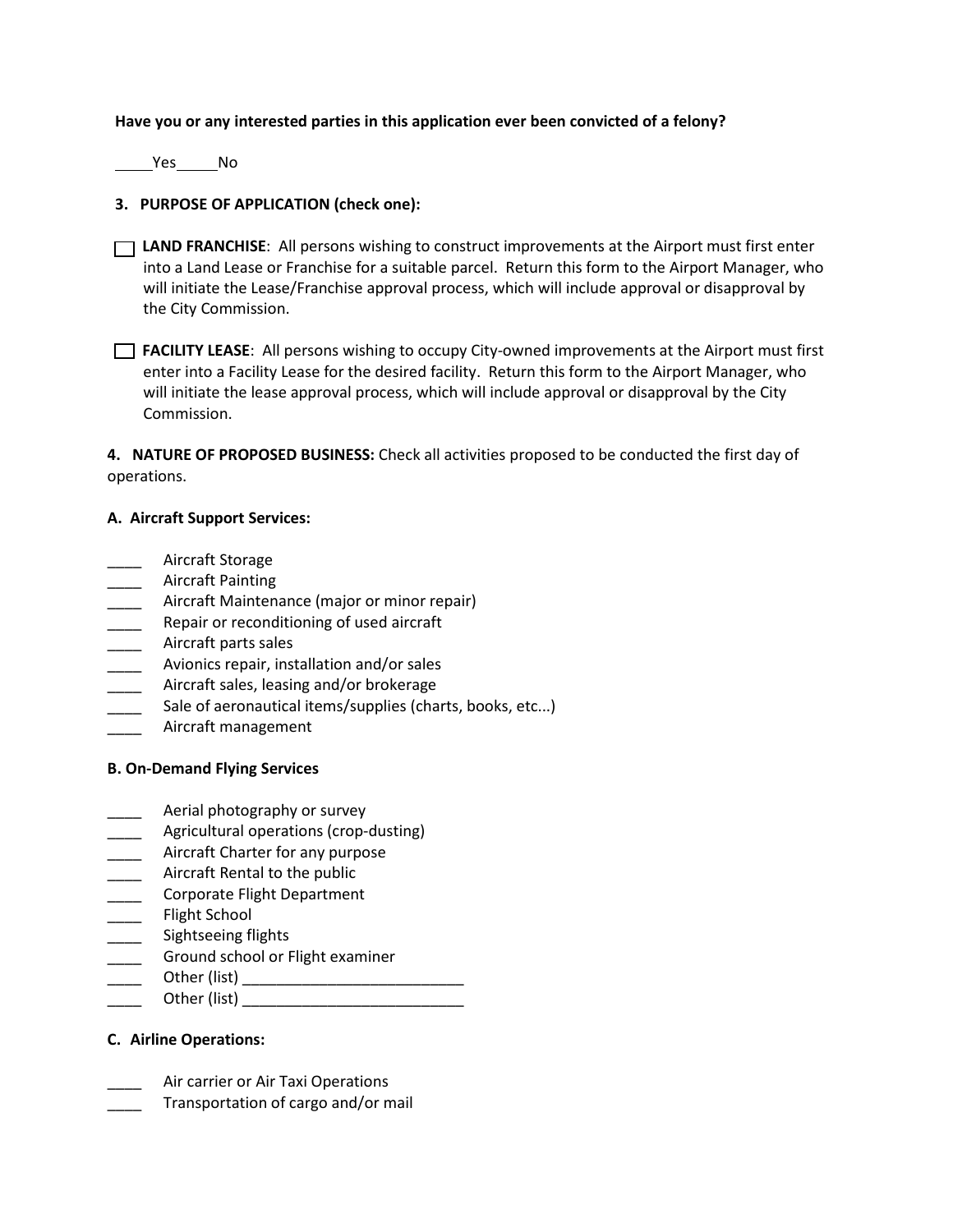**Have you or any interested parties in this application ever been convicted of a felony?**

_____Yes_____No

**3. PURPOSE OF APPLICATION (check one):**

☐ **LAND FRANCHISE**: All persons wishing to construct improvements at the Airport must first enter into a Land Lease or Franchise for a suitable parcel. Return this form to the Airport Manager, who will initiate the Lease/Franchise approval process, which will include approval or disapproval by the City Commission.

☐ **FACILITY LEASE**: All persons wishing to occupy City-owned improvements at the Airport must first enter into a Facility Lease for the desired facility. Return this form to the Airport Manager, who will initiate the lease approval process, which will include approval or disapproval by the City Commission.

**4. NATURE OF PROPOSED BUSINESS:** Check all activities proposed to be conducted the first day of operations.

**A. Aircraft Support Services:**

____ Aircraft Storage
____ Aircraft Painting
____ Aircraft Maintenance (major or minor repair)
____ Repair or reconditioning of used aircraft
____ Aircraft parts sales
____ Avionics repair, installation and/or sales
____ Aircraft sales, leasing and/or brokerage
____ Sale of aeronautical items/supplies (charts, books, etc...)
____ Aircraft management

**B. On-Demand Flying Services**

____ Aerial photography or survey
____ Agricultural operations (crop-dusting)
____ Aircraft Charter for any purpose
____ Aircraft Rental to the public
____ Corporate Flight Department
____ Flight School
____ Sightseeing flights
____ Ground school or Flight examiner
____ Other (list) ___________________________
____ Other (list) ___________________________

**C. Airline Operations:**

____ Air carrier or Air Taxi Operations
____ Transportation of cargo and/or mail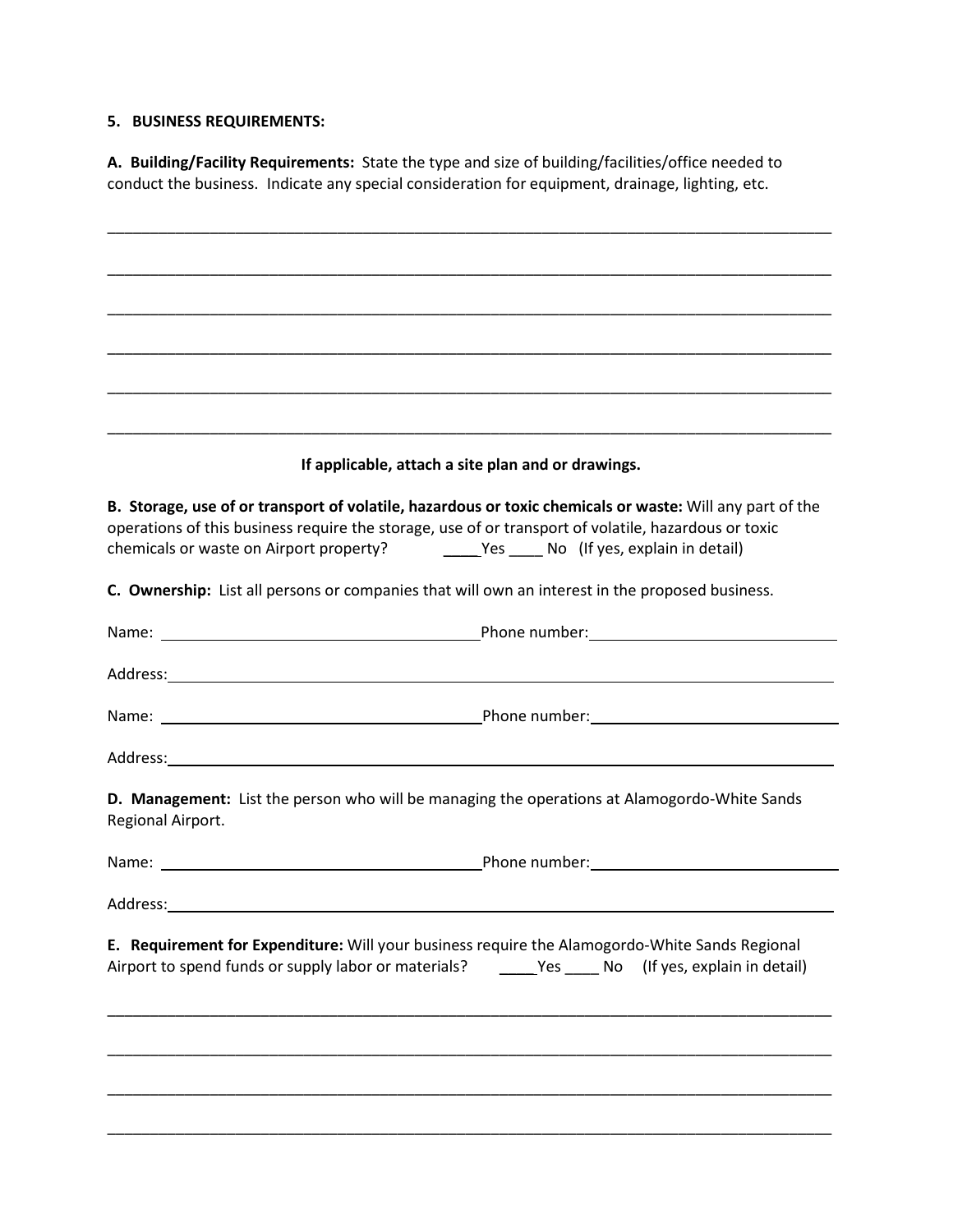**5. BUSINESS REQUIREMENTS:**

**A. Building/Facility Requirements:** State the type and size of building/facilities/office needed to conduct the business. Indicate any special consideration for equipment, drainage, lighting, etc.

______________________________________________________________________________________

______________________________________________________________________________________

______________________________________________________________________________________

______________________________________________________________________________________

______________________________________________________________________________________

______________________________________________________________________________________

**If applicable, attach a site plan and or drawings.**

**B. Storage, use of or transport of volatile, hazardous or toxic chemicals or waste:** Will any part of the operations of this business require the storage, use of or transport of volatile, hazardous or toxic chemicals or waste on Airport property? ____Yes ____ No (If yes, explain in detail)

**C. Ownership:** List all persons or companies that will own an interest in the proposed business.

Name: ______________________________ Phone number: ______________________________

Address: ______________________________________________________________________

Name: ______________________________ Phone number: ______________________________

Address: ______________________________________________________________________

**D. Management:** List the person who will be managing the operations at Alamogordo-White Sands Regional Airport.

Name: ______________________________ Phone number: ______________________________

Address: ______________________________________________________________________

**E. Requirement for Expenditure:** Will your business require the Alamogordo-White Sands Regional Airport to spend funds or supply labor or materials? ____Yes ____ No (If yes, explain in detail)

______________________________________________________________________________________

______________________________________________________________________________________

______________________________________________________________________________________

______________________________________________________________________________________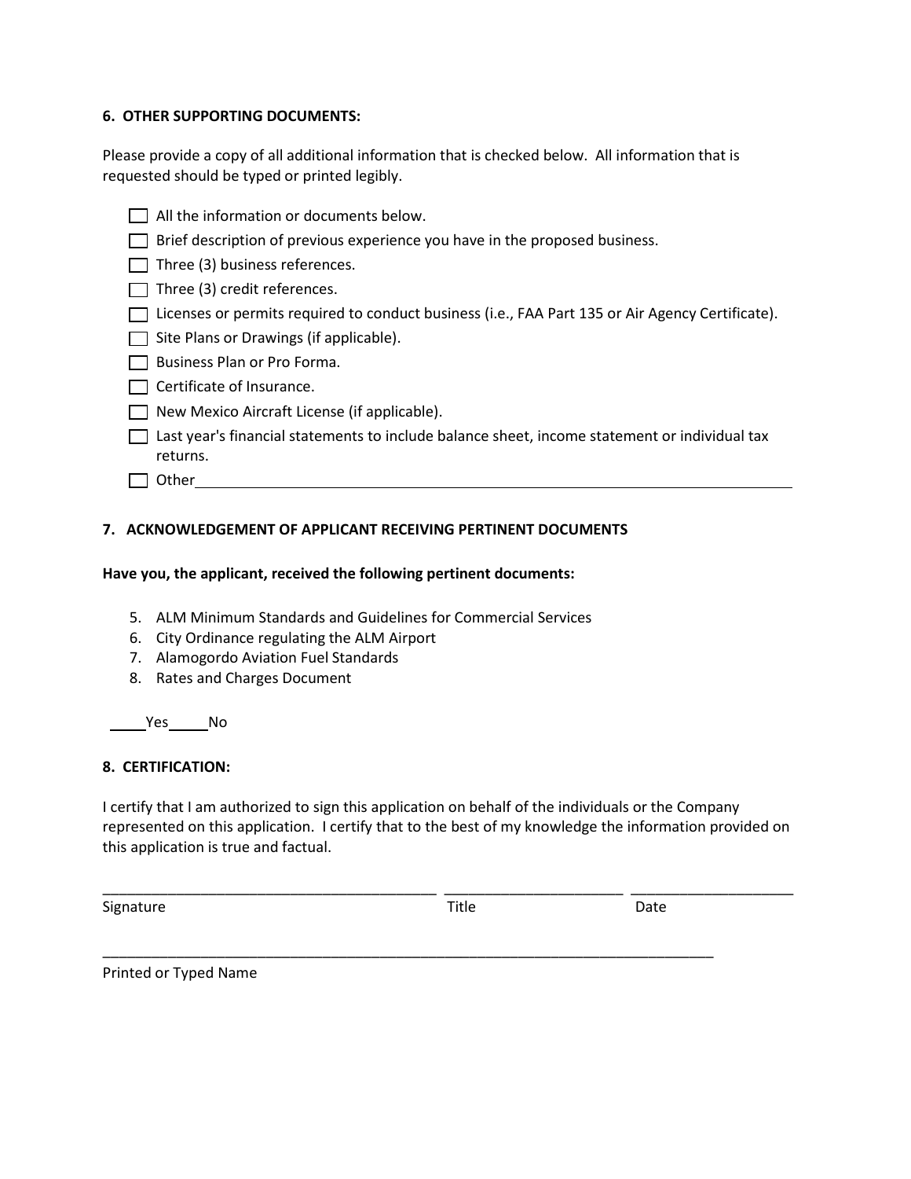**6. OTHER SUPPORTING DOCUMENTS:**

Please provide a copy of all additional information that is checked below. All information that is requested should be typed or printed legibly.

- ☐ All the information or documents below.
- ☐ Brief description of previous experience you have in the proposed business.
- ☐ Three (3) business references.
- ☐ Three (3) credit references.
- ☐ Licenses or permits required to conduct business (i.e., FAA Part 135 or Air Agency Certificate).
- ☐ Site Plans or Drawings (if applicable).
- ☐ Business Plan or Pro Forma.
- ☐ Certificate of Insurance.
- ☐ New Mexico Aircraft License (if applicable).
- ☐ Last year's financial statements to include balance sheet, income statement or individual tax returns.
- ☐ Other ______________________________________________________________

**7. ACKNOWLEDGEMENT OF APPLICANT RECEIVING PERTINENT DOCUMENTS**

**Have you, the applicant, received the following pertinent documents:**

5. ALM Minimum Standards and Guidelines for Commercial Services
6. City Ordinance regulating the ALM Airport
7. Alamogordo Aviation Fuel Standards
8. Rates and Charges Document

_____Yes_____No

**8. CERTIFICATION:**

I certify that I am authorized to sign this application on behalf of the individuals or the Company represented on this application. I certify that to the best of my knowledge the information provided on this application is true and factual.

__________________________________________ ______________________ ____________________
Signature Title Date

______________________________________________________________________________
Printed or Typed Name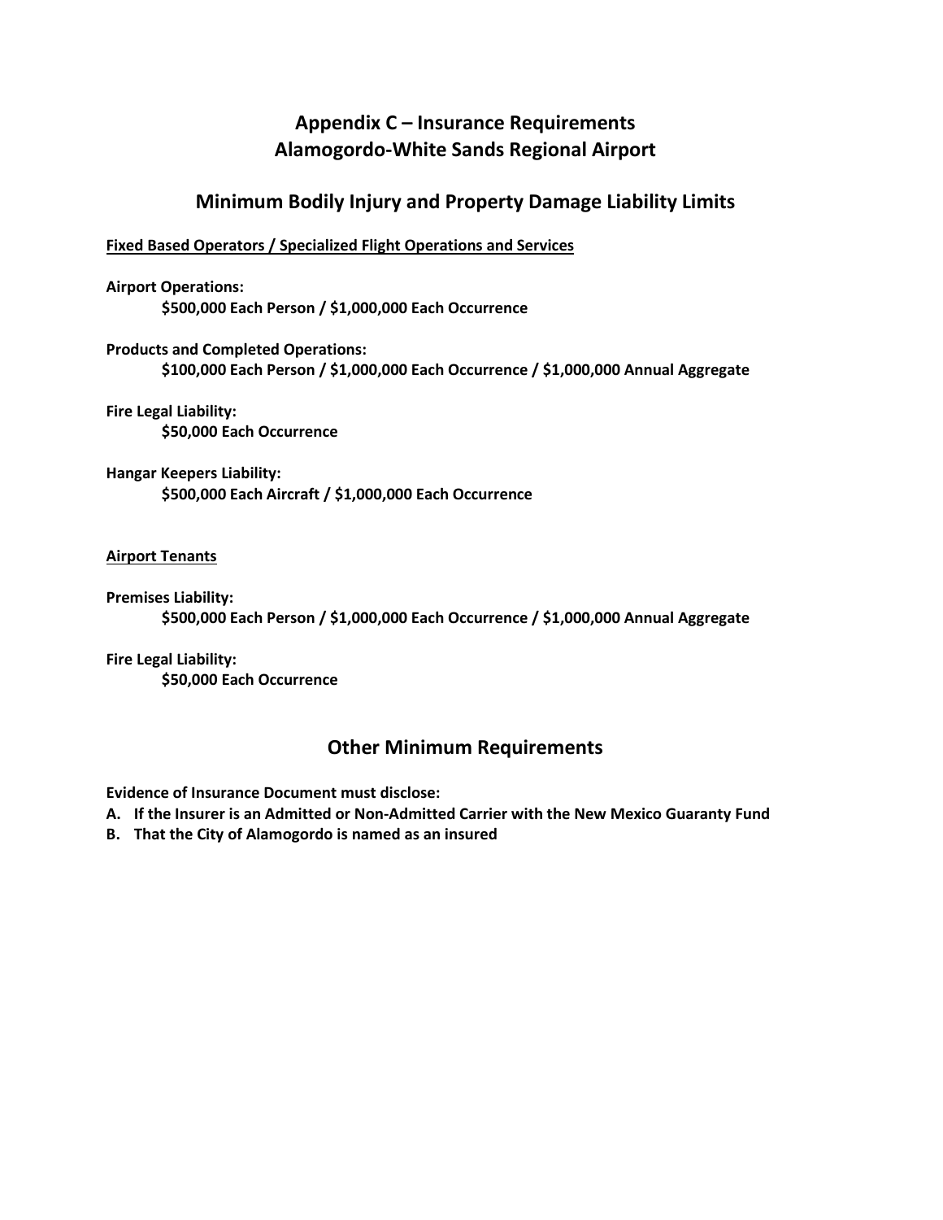# Appendix C – Insurance Requirements
# Alamogordo-White Sands Regional Airport

## Minimum Bodily Injury and Property Damage Liability Limits

**Fixed Based Operators / Specialized Flight Operations and Services**

**Airport Operations:**
**$500,000 Each Person / $1,000,000 Each Occurrence**

**Products and Completed Operations:**
**$100,000 Each Person / $1,000,000 Each Occurrence / $1,000,000 Annual Aggregate**

**Fire Legal Liability:**
**$50,000 Each Occurrence**

**Hangar Keepers Liability:**
**$500,000 Each Aircraft / $1,000,000 Each Occurrence**

**Airport Tenants**

**Premises Liability:**
**$500,000 Each Person / $1,000,000 Each Occurrence / $1,000,000 Annual Aggregate**

**Fire Legal Liability:**
**$50,000 Each Occurrence**

## Other Minimum Requirements

**Evidence of Insurance Document must disclose:**

**A. If the Insurer is an Admitted or Non-Admitted Carrier with the New Mexico Guaranty Fund**
**B. That the City of Alamogordo is named as an insured**